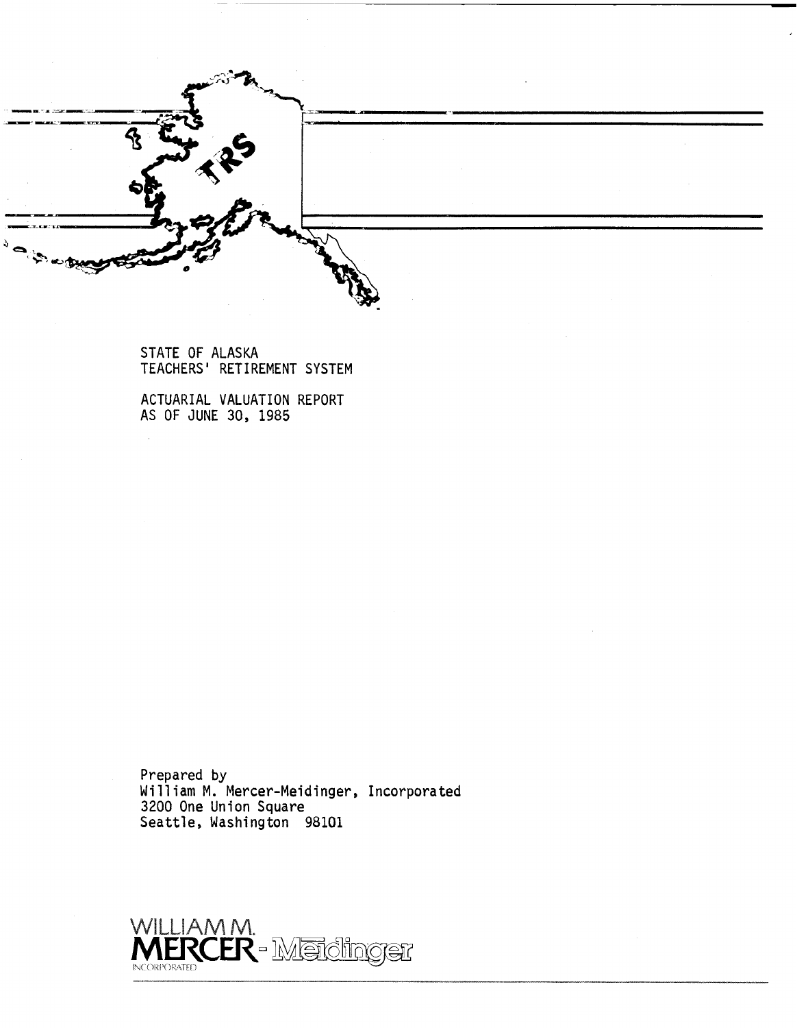TRS

STATE OF ALASKA
TEACHERS' RETIREMENT SYSTEM

ACTUARIAL VALUATION REPORT
AS OF JUNE 30, 1985

Prepared by
William M. Mercer-Meidinger, Incorporated
3200 One Union Square
Seattle, Washington 98101

WILLIAM M.
MERCER - Meidinger
INCORPORATED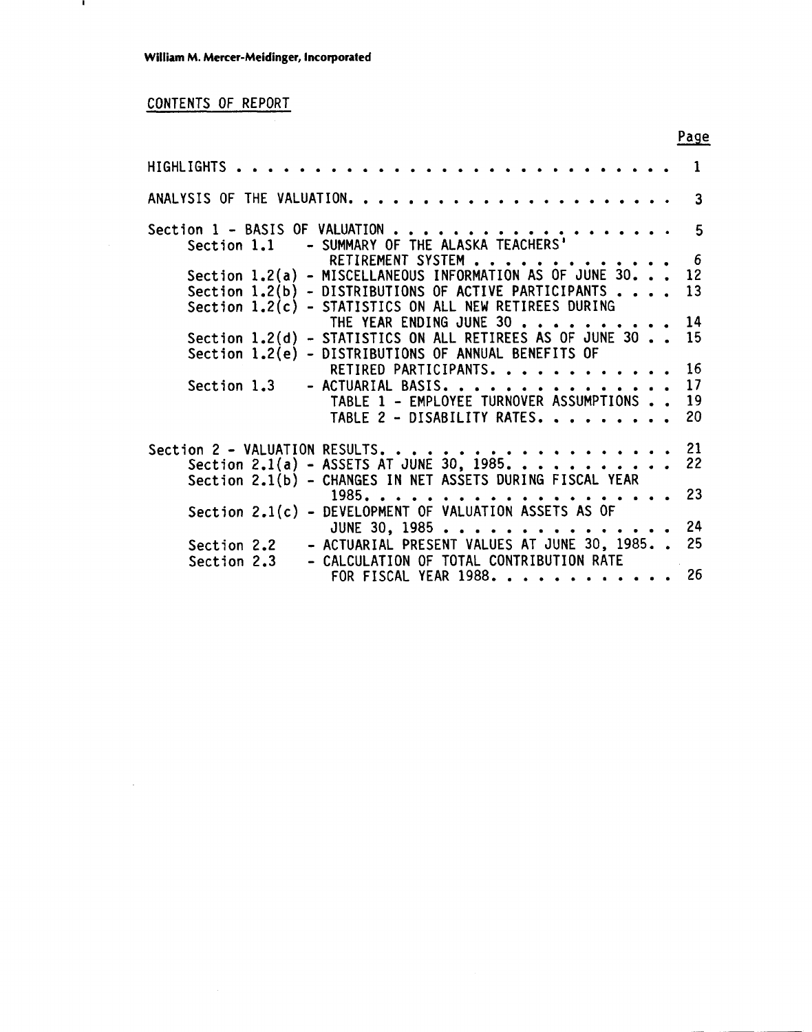William M. Mercer-Meidinger, Incorporated

## CONTENTS OF REPORT

| | Page |
|---|---|
| HIGHLIGHTS | 1 |
| ANALYSIS OF THE VALUATION | 3 |
| Section 1 - BASIS OF VALUATION | 5 |
| Section 1.1 - SUMMARY OF THE ALASKA TEACHERS' RETIREMENT SYSTEM | 6 |
| Section 1.2(a) - MISCELLANEOUS INFORMATION AS OF JUNE 30 | 12 |
| Section 1.2(b) - DISTRIBUTIONS OF ACTIVE PARTICIPANTS | 13 |
| Section 1.2(c) - STATISTICS ON ALL NEW RETIREES DURING THE YEAR ENDING JUNE 30 | 14 |
| Section 1.2(d) - STATISTICS ON ALL RETIREES AS OF JUNE 30 | 15 |
| Section 1.2(e) - DISTRIBUTIONS OF ANNUAL BENEFITS OF RETIRED PARTICIPANTS | 16 |
| Section 1.3 - ACTUARIAL BASIS | 17 |
| TABLE 1 - EMPLOYEE TURNOVER ASSUMPTIONS | 19 |
| TABLE 2 - DISABILITY RATES | 20 |
| Section 2 - VALUATION RESULTS | 21 |
| Section 2.1(a) - ASSETS AT JUNE 30, 1985 | 22 |
| Section 2.1(b) - CHANGES IN NET ASSETS DURING FISCAL YEAR 1985 | 23 |
| Section 2.1(c) - DEVELOPMENT OF VALUATION ASSETS AS OF JUNE 30, 1985 | 24 |
| Section 2.2 - ACTUARIAL PRESENT VALUES AT JUNE 30, 1985 | 25 |
| Section 2.3 - CALCULATION OF TOTAL CONTRIBUTION RATE FOR FISCAL YEAR 1988 | 26 |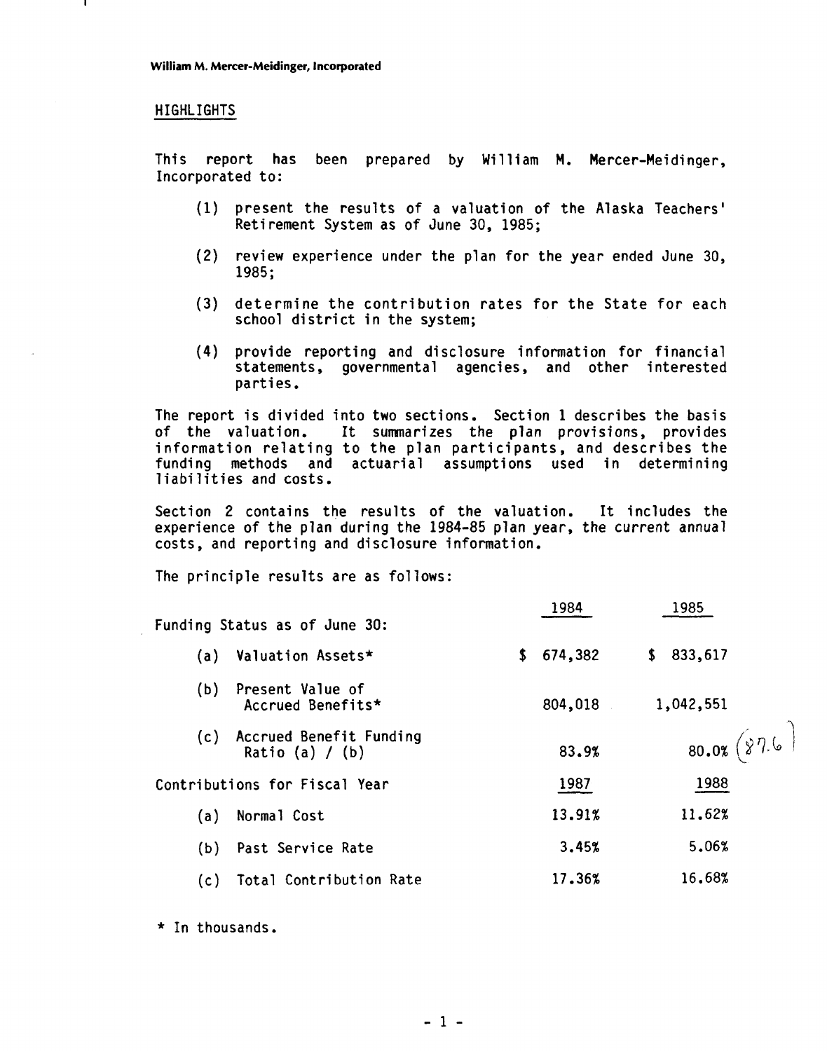William M. Mercer-Meidinger, Incorporated

## HIGHLIGHTS

This report has been prepared by William M. Mercer-Meidinger, Incorporated to:

(1) present the results of a valuation of the Alaska Teachers' Retirement System as of June 30, 1985;

(2) review experience under the plan for the year ended June 30, 1985;

(3) determine the contribution rates for the State for each school district in the system;

(4) provide reporting and disclosure information for financial statements, governmental agencies, and other interested parties.

The report is divided into two sections. Section 1 describes the basis of the valuation. It summarizes the plan provisions, provides information relating to the plan participants, and describes the funding methods and actuarial assumptions used in determining liabilities and costs.

Section 2 contains the results of the valuation. It includes the experience of the plan during the 1984-85 plan year, the current annual costs, and reporting and disclosure information.

The principle results are as follows:

| | 1984 | 1985 |
|---|---|---|
| **Funding Status as of June 30:** | | |
| (a) Valuation Assets* | $ 674,382 | $ 833,617 |
| (b) Present Value of Accrued Benefits* | 804,018 | 1,042,551 |
| (c) Accrued Benefit Funding Ratio (a) / (b) | 83.9% | 80.0% (87.6) |
| **Contributions for Fiscal Year** | **1987** | **1988** |
| (a) Normal Cost | 13.91% | 11.62% |
| (b) Past Service Rate | 3.45% | 5.06% |
| (c) Total Contribution Rate | 17.36% | 16.68% |

\* In thousands.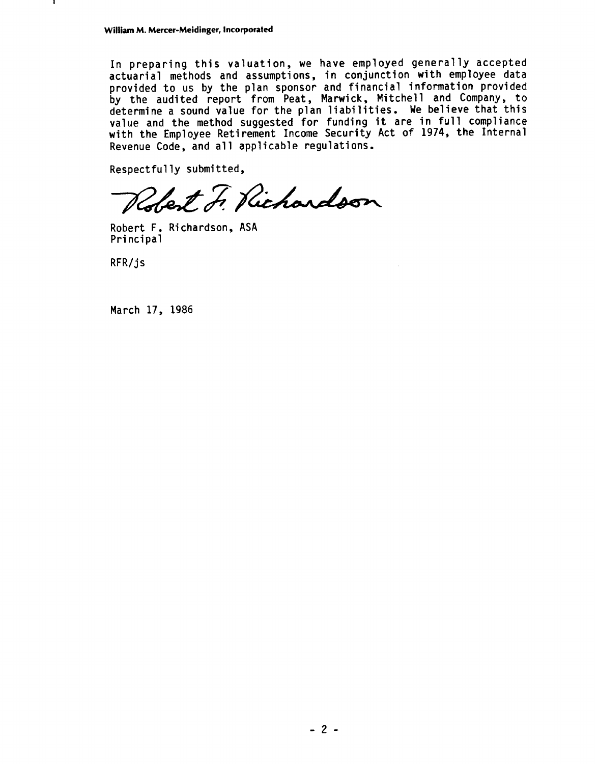In preparing this valuation, we have employed generally accepted actuarial methods and assumptions, in conjunction with employee data provided to us by the plan sponsor and financial information provided by the audited report from Peat, Marwick, Mitchell and Company, to determine a sound value for the plan liabilities. We believe that this value and the method suggested for funding it are in full compliance with the Employee Retirement Income Security Act of 1974, the Internal Revenue Code, and all applicable regulations.

Respectfully submitted,

Robert F. Richardson

Robert F. Richardson, ASA
Principal

RFR/js

March 17, 1986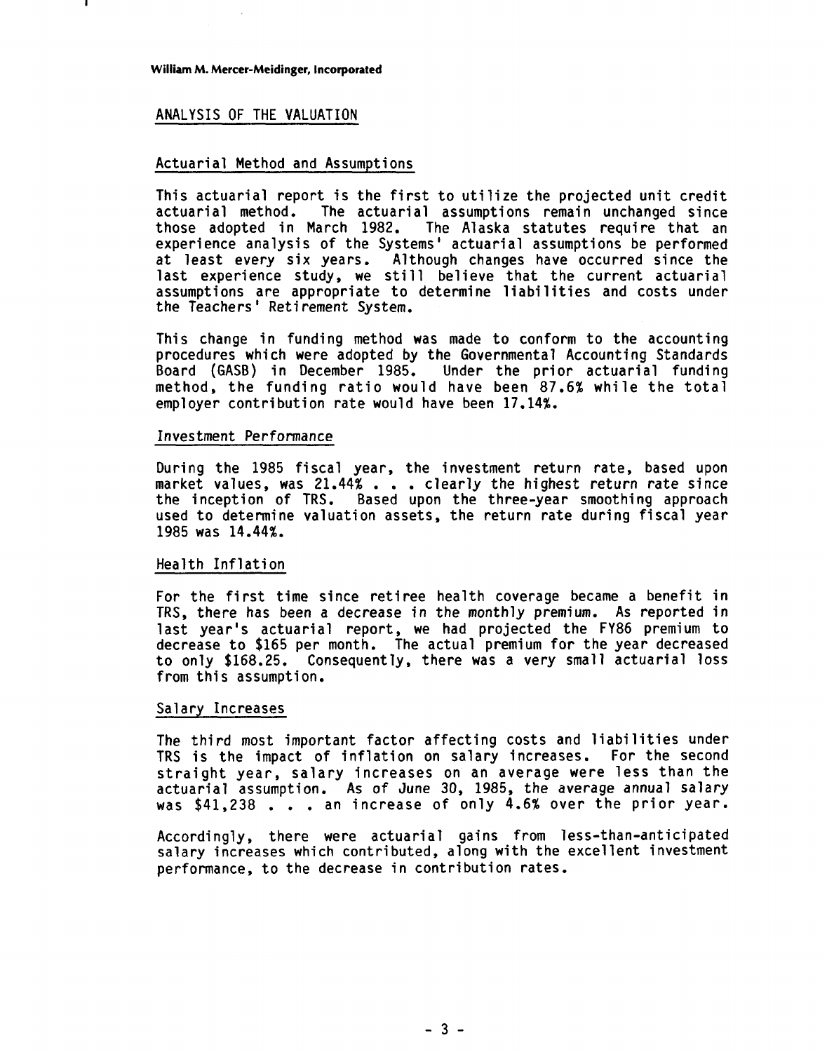## ANALYSIS OF THE VALUATION

### Actuarial Method and Assumptions

This actuarial report is the first to utilize the projected unit credit actuarial method. The actuarial assumptions remain unchanged since those adopted in March 1982. The Alaska statutes require that an experience analysis of the Systems' actuarial assumptions be performed at least every six years. Although changes have occurred since the last experience study, we still believe that the current actuarial assumptions are appropriate to determine liabilities and costs under the Teachers' Retirement System.

This change in funding method was made to conform to the accounting procedures which were adopted by the Governmental Accounting Standards Board (GASB) in December 1985. Under the prior actuarial funding method, the funding ratio would have been 87.6% while the total employer contribution rate would have been 17.14%.

### Investment Performance

During the 1985 fiscal year, the investment return rate, based upon market values, was 21.44% . . . clearly the highest return rate since the inception of TRS. Based upon the three-year smoothing approach used to determine valuation assets, the return rate during fiscal year 1985 was 14.44%.

### Health Inflation

For the first time since retiree health coverage became a benefit in TRS, there has been a decrease in the monthly premium. As reported in last year's actuarial report, we had projected the FY86 premium to decrease to $165 per month. The actual premium for the year decreased to only $168.25. Consequently, there was a very small actuarial loss from this assumption.

### Salary Increases

The third most important factor affecting costs and liabilities under TRS is the impact of inflation on salary increases. For the second straight year, salary increases on an average were less than the actuarial assumption. As of June 30, 1985, the average annual salary was $41,238 . . . an increase of only 4.6% over the prior year.

Accordingly, there were actuarial gains from less-than-anticipated salary increases which contributed, along with the excellent investment performance, to the decrease in contribution rates.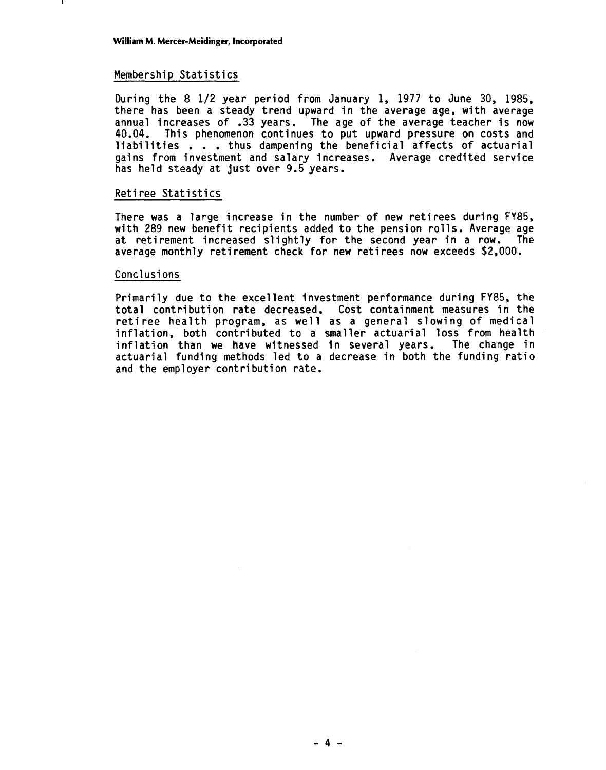## Membership Statistics

During the 8 1/2 year period from January 1, 1977 to June 30, 1985, there has been a steady trend upward in the average age, with average annual increases of .33 years. The age of the average teacher is now 40.04. This phenomenon continues to put upward pressure on costs and liabilities . . . thus dampening the beneficial affects of actuarial gains from investment and salary increases. Average credited service has held steady at just over 9.5 years.

## Retiree Statistics

There was a large increase in the number of new retirees during FY85, with 289 new benefit recipients added to the pension rolls. Average age at retirement increased slightly for the second year in a row. The average monthly retirement check for new retirees now exceeds $2,000.

## Conclusions

Primarily due to the excellent investment performance during FY85, the total contribution rate decreased. Cost containment measures in the retiree health program, as well as a general slowing of medical inflation, both contributed to a smaller actuarial loss from health inflation than we have witnessed in several years. The change in actuarial funding methods led to a decrease in both the funding ratio and the employer contribution rate.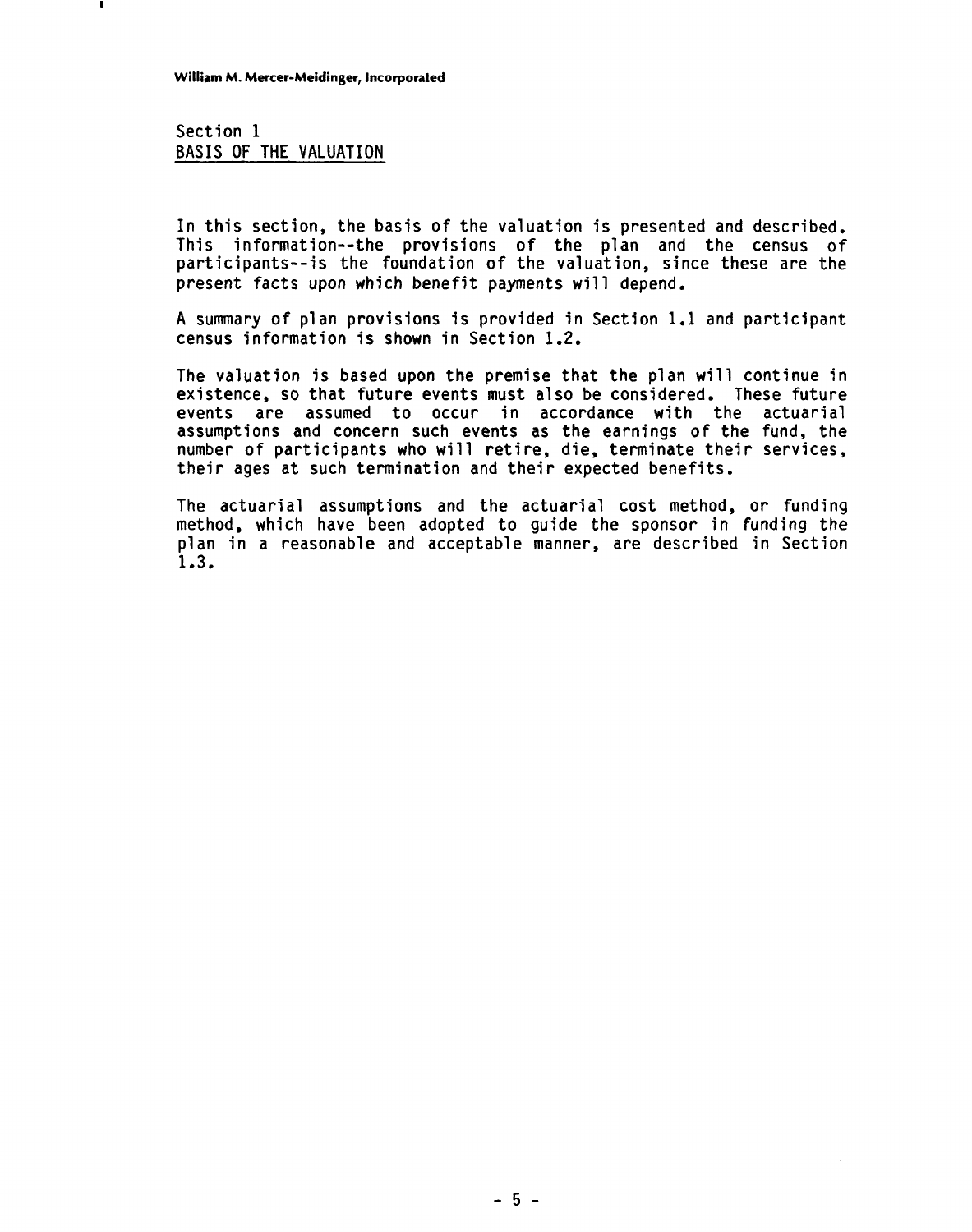Section 1
## BASIS OF THE VALUATION

In this section, the basis of the valuation is presented and described. This information--the provisions of the plan and the census of participants--is the foundation of the valuation, since these are the present facts upon which benefit payments will depend.

A summary of plan provisions is provided in Section 1.1 and participant census information is shown in Section 1.2.

The valuation is based upon the premise that the plan will continue in existence, so that future events must also be considered. These future events are assumed to occur in accordance with the actuarial assumptions and concern such events as the earnings of the fund, the number of participants who will retire, die, terminate their services, their ages at such termination and their expected benefits.

The actuarial assumptions and the actuarial cost method, or funding method, which have been adopted to guide the sponsor in funding the plan in a reasonable and acceptable manner, are described in Section 1.3.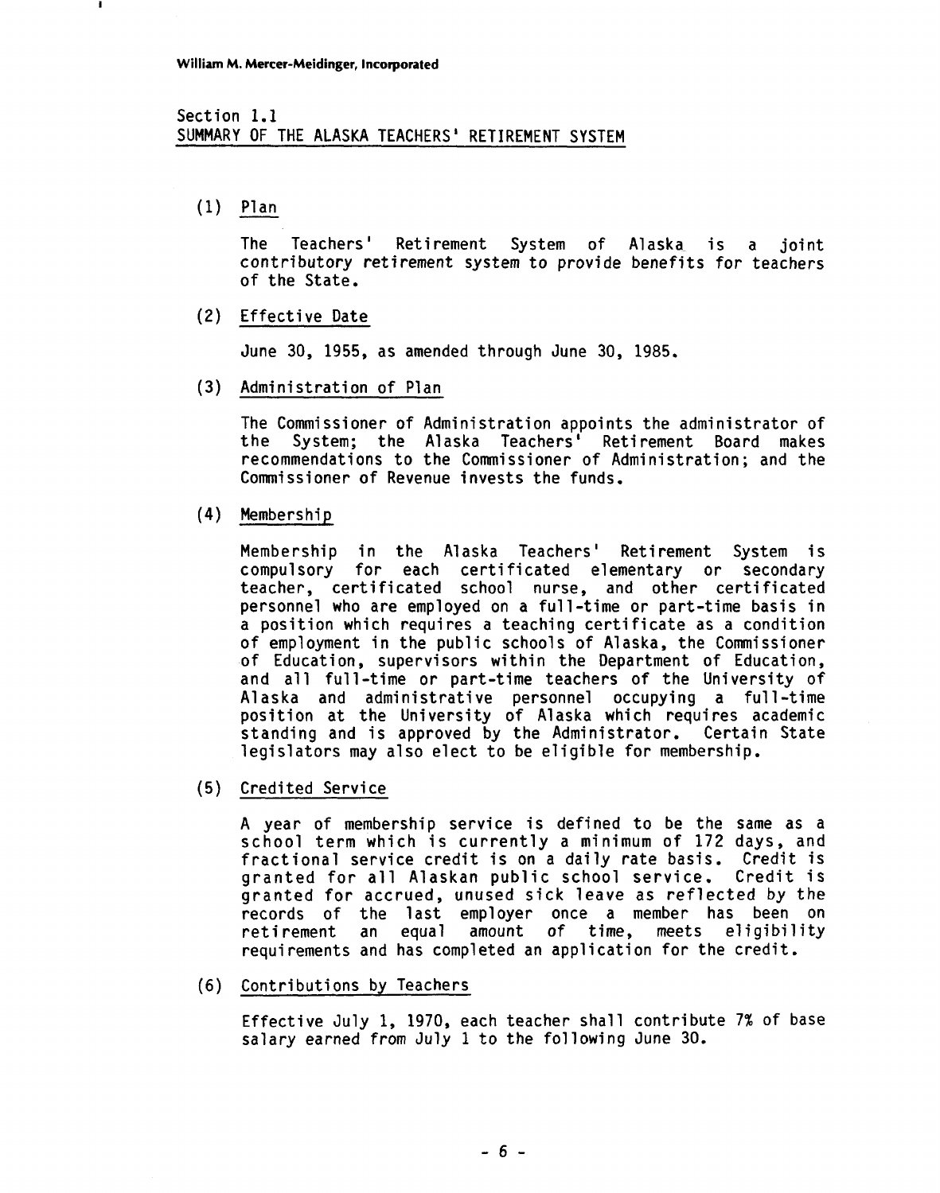Section 1.1
## SUMMARY OF THE ALASKA TEACHERS' RETIREMENT SYSTEM

(1) Plan

The Teachers' Retirement System of Alaska is a joint contributory retirement system to provide benefits for teachers of the State.

(2) Effective Date

June 30, 1955, as amended through June 30, 1985.

(3) Administration of Plan

The Commissioner of Administration appoints the administrator of the System; the Alaska Teachers' Retirement Board makes recommendations to the Commissioner of Administration; and the Commissioner of Revenue invests the funds.

(4) Membership

Membership in the Alaska Teachers' Retirement System is compulsory for each certificated elementary or secondary teacher, certificated school nurse, and other certificated personnel who are employed on a full-time or part-time basis in a position which requires a teaching certificate as a condition of employment in the public schools of Alaska, the Commissioner of Education, supervisors within the Department of Education, and all full-time or part-time teachers of the University of Alaska and administrative personnel occupying a full-time position at the University of Alaska which requires academic standing and is approved by the Administrator. Certain State legislators may also elect to be eligible for membership.

(5) Credited Service

A year of membership service is defined to be the same as a school term which is currently a minimum of 172 days, and fractional service credit is on a daily rate basis. Credit is granted for all Alaskan public school service. Credit is granted for accrued, unused sick leave as reflected by the records of the last employer once a member has been on retirement an equal amount of time, meets eligibility requirements and has completed an application for the credit.

(6) Contributions by Teachers

Effective July 1, 1970, each teacher shall contribute 7% of base salary earned from July 1 to the following June 30.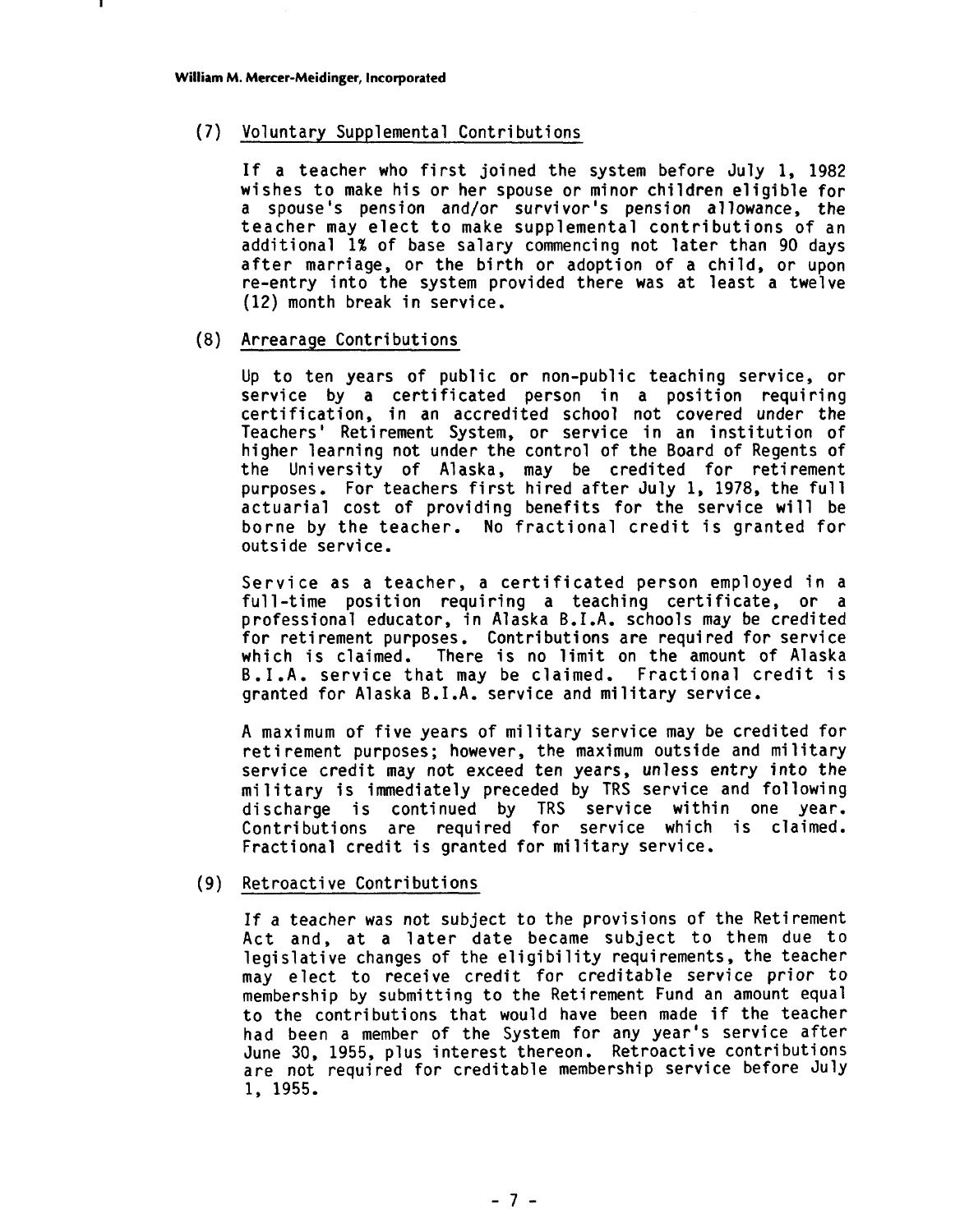(7) Voluntary Supplemental Contributions

If a teacher who first joined the system before July 1, 1982 wishes to make his or her spouse or minor children eligible for a spouse's pension and/or survivor's pension allowance, the teacher may elect to make supplemental contributions of an additional 1% of base salary commencing not later than 90 days after marriage, or the birth or adoption of a child, or upon re-entry into the system provided there was at least a twelve (12) month break in service.

(8) Arrearage Contributions

Up to ten years of public or non-public teaching service, or service by a certificated person in a position requiring certification, in an accredited school not covered under the Teachers' Retirement System, or service in an institution of higher learning not under the control of the Board of Regents of the University of Alaska, may be credited for retirement purposes. For teachers first hired after July 1, 1978, the full actuarial cost of providing benefits for the service will be borne by the teacher. No fractional credit is granted for outside service.

Service as a teacher, a certificated person employed in a full-time position requiring a teaching certificate, or a professional educator, in Alaska B.I.A. schools may be credited for retirement purposes. Contributions are required for service which is claimed. There is no limit on the amount of Alaska B.I.A. service that may be claimed. Fractional credit is granted for Alaska B.I.A. service and military service.

A maximum of five years of military service may be credited for retirement purposes; however, the maximum outside and military service credit may not exceed ten years, unless entry into the military is immediately preceded by TRS service and following discharge is continued by TRS service within one year. Contributions are required for service which is claimed. Fractional credit is granted for military service.

(9) Retroactive Contributions

If a teacher was not subject to the provisions of the Retirement Act and, at a later date became subject to them due to legislative changes of the eligibility requirements, the teacher may elect to receive credit for creditable service prior to membership by submitting to the Retirement Fund an amount equal to the contributions that would have been made if the teacher had been a member of the System for any year's service after June 30, 1955, plus interest thereon. Retroactive contributions are not required for creditable membership service before July 1, 1955.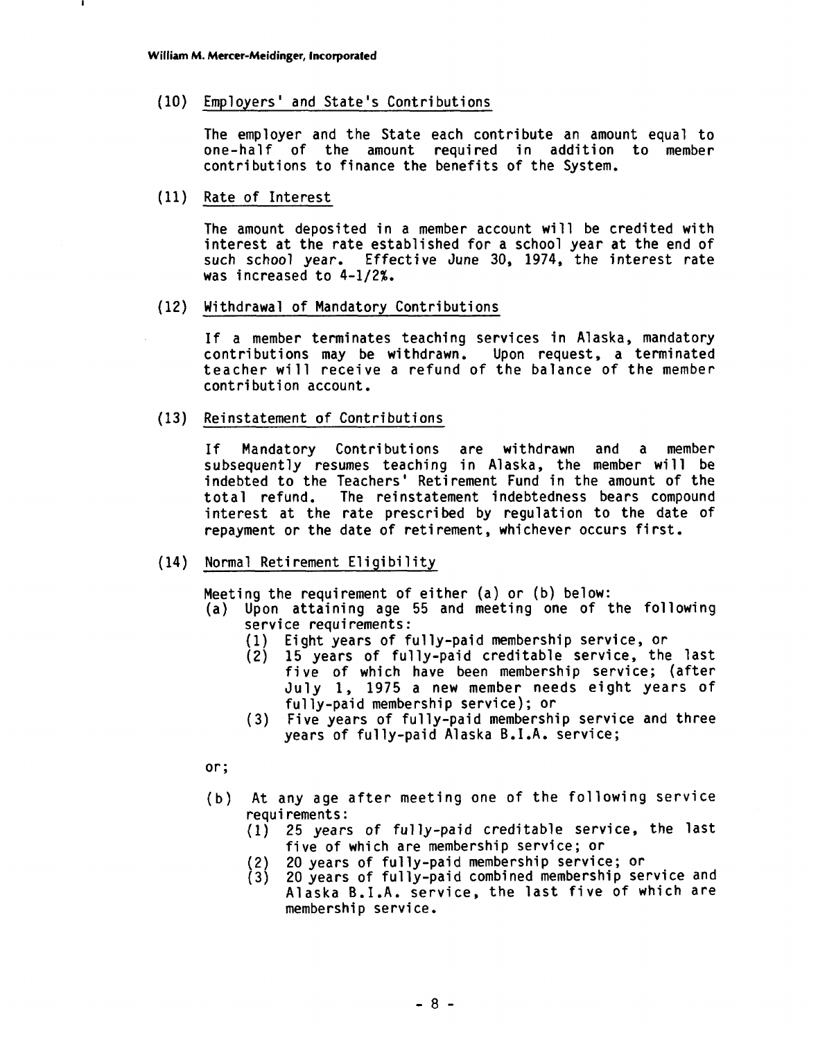(10) Employers' and State's Contributions

The employer and the State each contribute an amount equal to one-half of the amount required in addition to member contributions to finance the benefits of the System.

(11) Rate of Interest

The amount deposited in a member account will be credited with interest at the rate established for a school year at the end of such school year. Effective June 30, 1974, the interest rate was increased to 4-1/2%.

(12) Withdrawal of Mandatory Contributions

If a member terminates teaching services in Alaska, mandatory contributions may be withdrawn. Upon request, a terminated teacher will receive a refund of the balance of the member contribution account.

(13) Reinstatement of Contributions

If Mandatory Contributions are withdrawn and a member subsequently resumes teaching in Alaska, the member will be indebted to the Teachers' Retirement Fund in the amount of the total refund. The reinstatement indebtedness bears compound interest at the rate prescribed by regulation to the date of repayment or the date of retirement, whichever occurs first.

(14) Normal Retirement Eligibility

Meeting the requirement of either (a) or (b) below:

(a) Upon attaining age 55 and meeting one of the following service requirements:
   (1) Eight years of fully-paid membership service, or
   (2) 15 years of fully-paid creditable service, the last five of which have been membership service; (after July 1, 1975 a new member needs eight years of fully-paid membership service); or
   (3) Five years of fully-paid membership service and three years of fully-paid Alaska B.I.A. service;

or;

(b) At any age after meeting one of the following service requirements:
   (1) 25 years of fully-paid creditable service, the last five of which are membership service; or
   (2) 20 years of fully-paid membership service; or
   (3) 20 years of fully-paid combined membership service and Alaska B.I.A. service, the last five of which are membership service.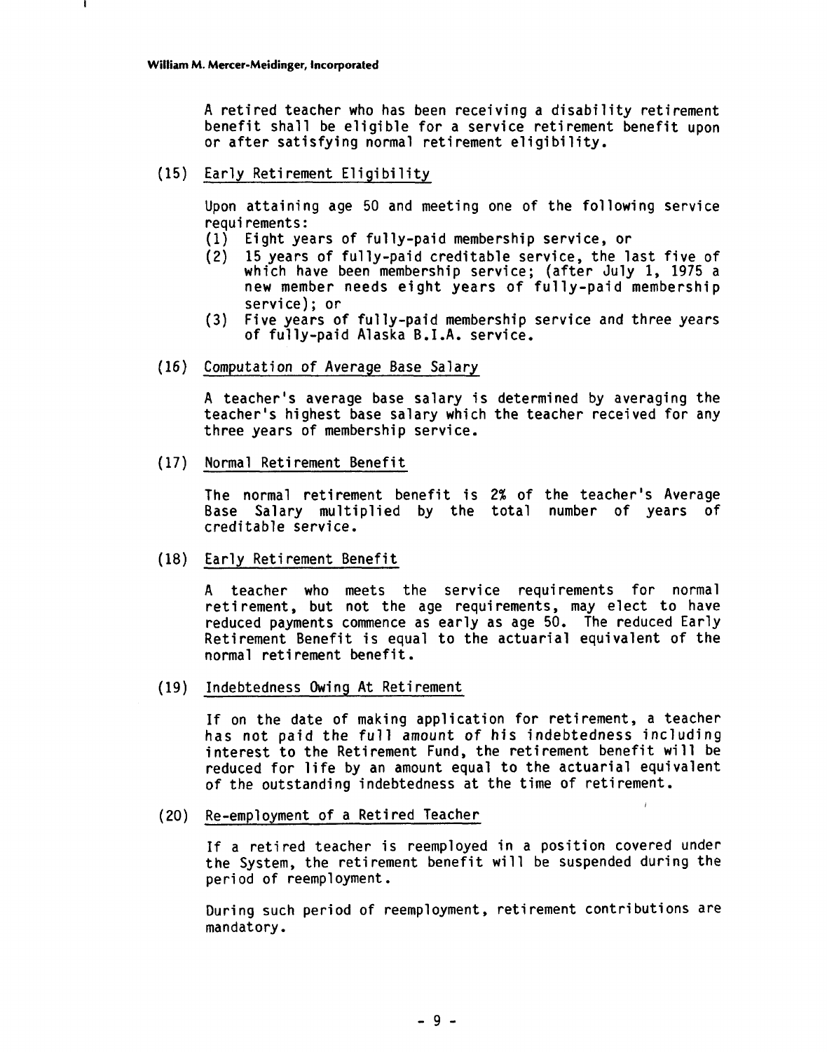A retired teacher who has been receiving a disability retirement benefit shall be eligible for a service retirement benefit upon or after satisfying normal retirement eligibility.

(15) Early Retirement Eligibility

Upon attaining age 50 and meeting one of the following service requirements:

(1) Eight years of fully-paid membership service, or
(2) 15 years of fully-paid creditable service, the last five of which have been membership service; (after July 1, 1975 a new member needs eight years of fully-paid membership service); or
(3) Five years of fully-paid membership service and three years of fully-paid Alaska B.I.A. service.

(16) Computation of Average Base Salary

A teacher's average base salary is determined by averaging the teacher's highest base salary which the teacher received for any three years of membership service.

(17) Normal Retirement Benefit

The normal retirement benefit is 2% of the teacher's Average Base Salary multiplied by the total number of years of creditable service.

(18) Early Retirement Benefit

A teacher who meets the service requirements for normal retirement, but not the age requirements, may elect to have reduced payments commence as early as age 50. The reduced Early Retirement Benefit is equal to the actuarial equivalent of the normal retirement benefit.

(19) Indebtedness Owing At Retirement

If on the date of making application for retirement, a teacher has not paid the full amount of his indebtedness including interest to the Retirement Fund, the retirement benefit will be reduced for life by an amount equal to the actuarial equivalent of the outstanding indebtedness at the time of retirement.

(20) Re-employment of a Retired Teacher

If a retired teacher is reemployed in a position covered under the System, the retirement benefit will be suspended during the period of reemployment.

During such period of reemployment, retirement contributions are mandatory.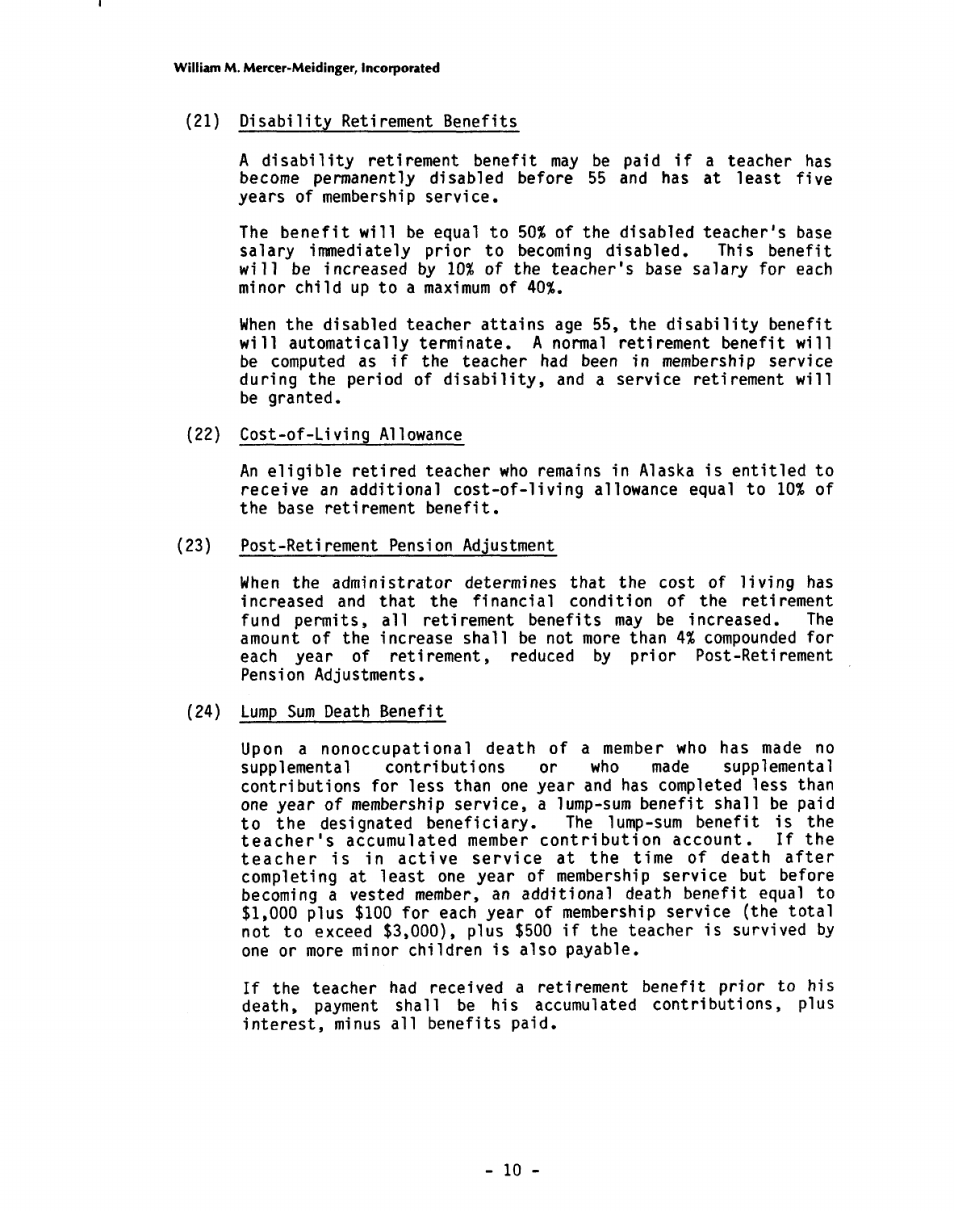(21) Disability Retirement Benefits

A disability retirement benefit may be paid if a teacher has become permanently disabled before 55 and has at least five years of membership service.

The benefit will be equal to 50% of the disabled teacher's base salary immediately prior to becoming disabled. This benefit will be increased by 10% of the teacher's base salary for each minor child up to a maximum of 40%.

When the disabled teacher attains age 55, the disability benefit will automatically terminate. A normal retirement benefit will be computed as if the teacher had been in membership service during the period of disability, and a service retirement will be granted.

(22) Cost-of-Living Allowance

An eligible retired teacher who remains in Alaska is entitled to receive an additional cost-of-living allowance equal to 10% of the base retirement benefit.

(23) Post-Retirement Pension Adjustment

When the administrator determines that the cost of living has increased and that the financial condition of the retirement fund permits, all retirement benefits may be increased. The amount of the increase shall be not more than 4% compounded for each year of retirement, reduced by prior Post-Retirement Pension Adjustments.

(24) Lump Sum Death Benefit

Upon a nonoccupational death of a member who has made no supplemental contributions or who made supplemental contributions for less than one year and has completed less than one year of membership service, a lump-sum benefit shall be paid to the designated beneficiary. The lump-sum benefit is the teacher's accumulated member contribution account. If the teacher is in active service at the time of death after completing at least one year of membership service but before becoming a vested member, an additional death benefit equal to $1,000 plus $100 for each year of membership service (the total not to exceed $3,000), plus $500 if the teacher is survived by one or more minor children is also payable.

If the teacher had received a retirement benefit prior to his death, payment shall be his accumulated contributions, plus interest, minus all benefits paid.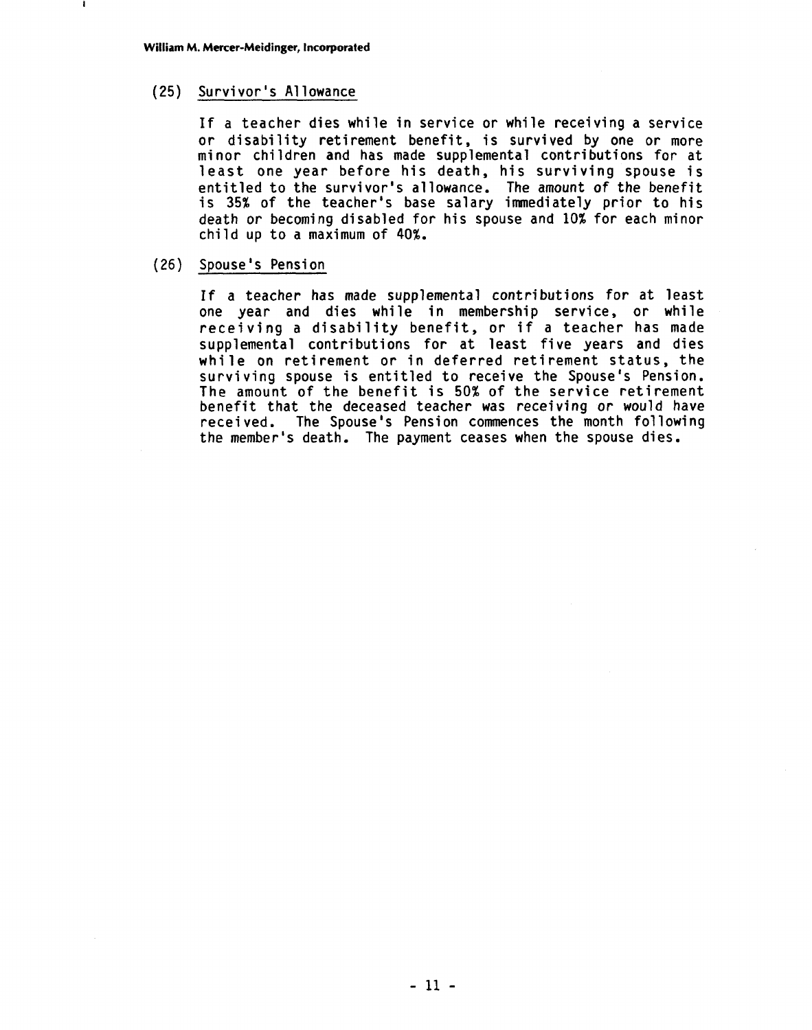(25) Survivor's Allowance

If a teacher dies while in service or while receiving a service or disability retirement benefit, is survived by one or more minor children and has made supplemental contributions for at least one year before his death, his surviving spouse is entitled to the survivor's allowance. The amount of the benefit is 35% of the teacher's base salary immediately prior to his death or becoming disabled for his spouse and 10% for each minor child up to a maximum of 40%.

(26) Spouse's Pension

If a teacher has made supplemental contributions for at least one year and dies while in membership service, or while receiving a disability benefit, or if a teacher has made supplemental contributions for at least five years and dies while on retirement or in deferred retirement status, the surviving spouse is entitled to receive the Spouse's Pension. The amount of the benefit is 50% of the service retirement benefit that the deceased teacher was receiving or would have received. The Spouse's Pension commences the month following the member's death. The payment ceases when the spouse dies.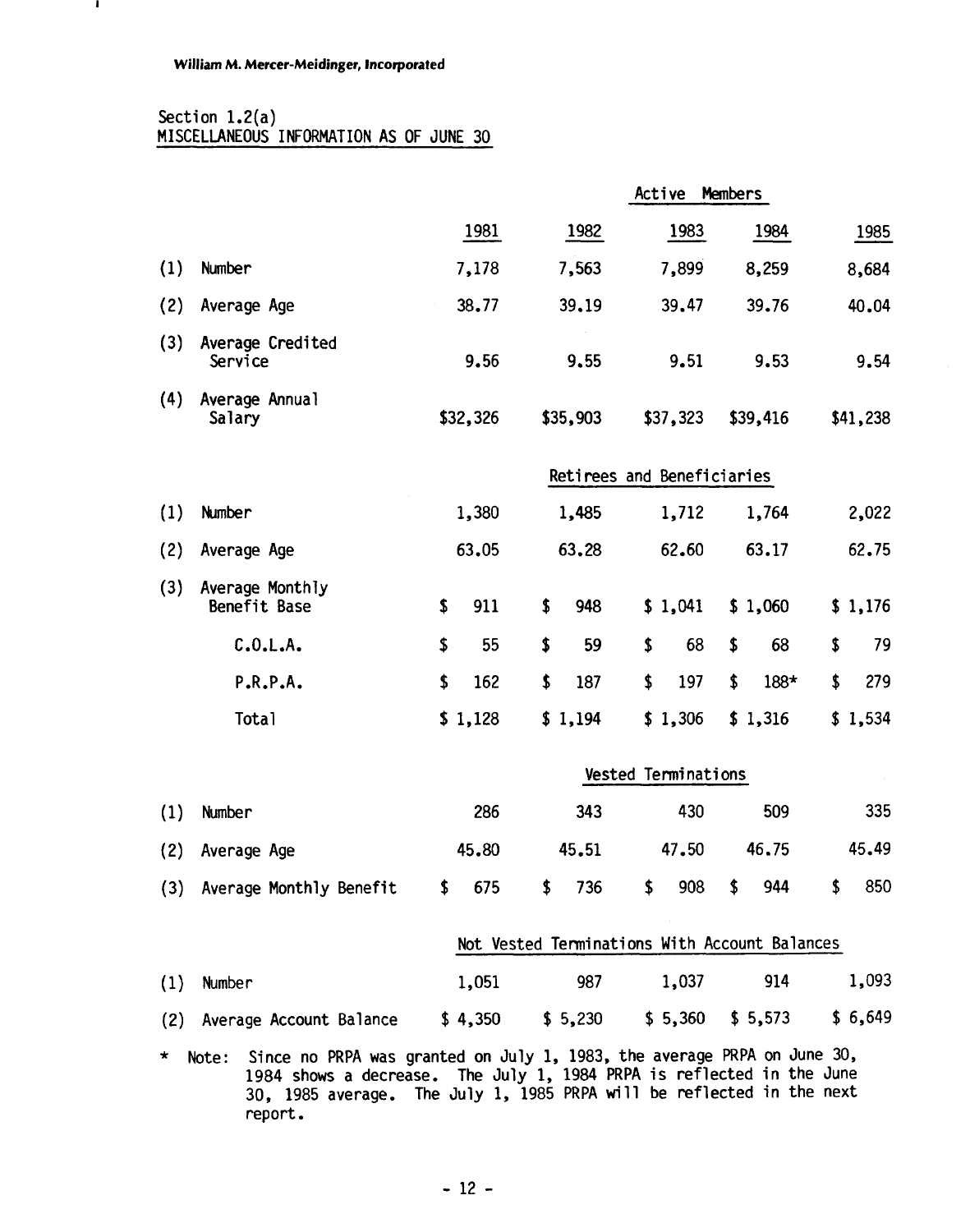William M. Mercer-Meidinger, Incorporated

Section 1.2(a)
MISCELLANEOUS INFORMATION AS OF JUNE 30

| | | 1981 | 1982 | 1983 | 1984 | 1985 |
|---|---|---|---|---|---|---|
| | **Active Members** | | | | | |
| (1) | Number | 7,178 | 7,563 | 7,899 | 8,259 | 8,684 |
| (2) | Average Age | 38.77 | 39.19 | 39.47 | 39.76 | 40.04 |
| (3) | Average Credited Service | 9.56 | 9.55 | 9.51 | 9.53 | 9.54 |
| (4) | Average Annual Salary | $32,326 | $35,903 | $37,323 | $39,416 | $41,238 |
| | **Retirees and Beneficiaries** | | | | | |
| (1) | Number | 1,380 | 1,485 | 1,712 | 1,764 | 2,022 |
| (2) | Average Age | 63.05 | 63.28 | 62.60 | 63.17 | 62.75 |
| (3) | Average Monthly Benefit Base | $ 911 | $ 948 | $ 1,041 | $ 1,060 | $ 1,176 |
| | C.O.L.A. | $ 55 | $ 59 | $ 68 | $ 68 | $ 79 |
| | P.R.P.A. | $ 162 | $ 187 | $ 197 | $ 188* | $ 279 |
| | Total | $ 1,128 | $ 1,194 | $ 1,306 | $ 1,316 | $ 1,534 |
| | **Vested Terminations** | | | | | |
| (1) | Number | 286 | 343 | 430 | 509 | 335 |
| (2) | Average Age | 45.80 | 45.51 | 47.50 | 46.75 | 45.49 |
| (3) | Average Monthly Benefit | $ 675 | $ 736 | $ 908 | $ 944 | $ 850 |
| | **Not Vested Terminations With Account Balances** | | | | | |
| (1) | Number | 1,051 | 987 | 1,037 | 914 | 1,093 |
| (2) | Average Account Balance | $ 4,350 | $ 5,230 | $ 5,360 | $ 5,573 | $ 6,649 |

\* Note: Since no PRPA was granted on July 1, 1983, the average PRPA on June 30, 1984 shows a decrease. The July 1, 1984 PRPA is reflected in the June 30, 1985 average. The July 1, 1985 PRPA will be reflected in the next report.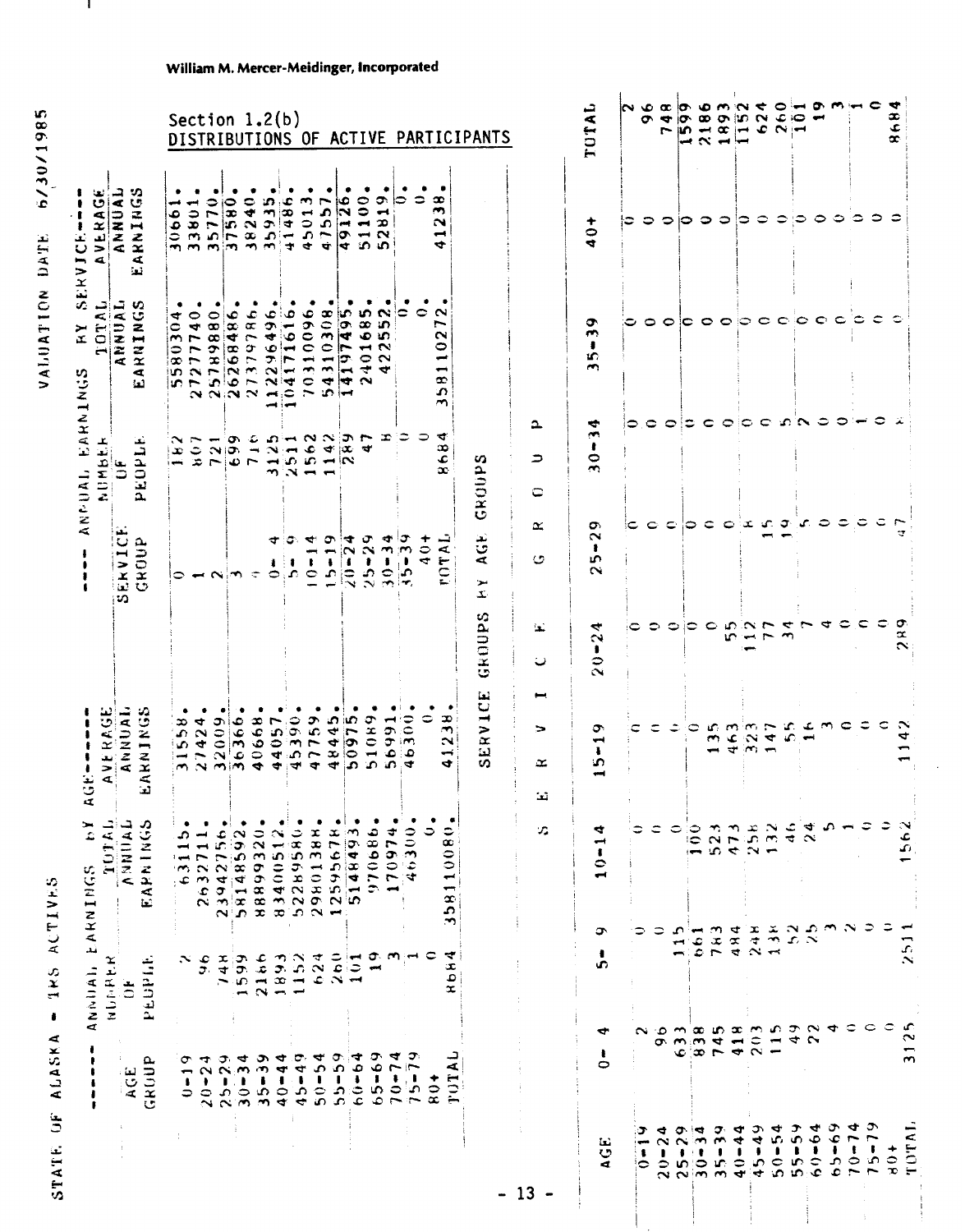STATE OF ALASKA - TRS ACTIVES

VALUATION DATE 6/30/1985

## Section 1.2(b)
## DISTRIBUTIONS OF ACTIVE PARTICIPANTS

| ------ ANNUAL EARNINGS BY AGE ------ | | | |
|---|---|---|---|
| AGE GROUP | NUMBER OF PEOPLE | TOTAL ANNUAL EARNINGS | AVERAGE ANNUAL EARNINGS |
| 0-19 | 2 | 63115. | 31558. |
| 20-24 | 96 | 2632711. | 27424. |
| 25-29 | 748 | 23942756. | 32009. |
| 30-34 | 1599 | 58148592. | 36366. |
| 35-39 | 2186 | 88899320. | 40668. |
| 40-44 | 1893 | 83400512. | 44057. |
| 45-49 | 1152 | 52289580. | 45390. |
| 50-54 | 624 | 29801388. | 47759. |
| 55-59 | 260 | 12595678. | 48445. |
| 60-64 | 101 | 5148493. | 50975. |
| 65-69 | 19 | 970686. | 51089. |
| 70-74 | 3 | 170974. | 56991. |
| 75-79 | 1 | 46300. | 46300. |
| 80+ | 0 | 0. | 0. |
| TOTAL | 8684 | 358110080. | 41238. |

| ---- ANNUAL EARNINGS BY SERVICE ---- | | | |
|---|---|---|---|
| SERVICE GROUP | NUMBER OF PEOPLE | TOTAL ANNUAL EARNINGS | AVERAGE ANNUAL EARNINGS |
| 0 | 182 | 5580304. | 30661. |
| 1 | 807 | 27277740. | 33801. |
| 2 | 721 | 25789880. | 35770. |
| 3 | 699 | 26268486. | 37580. |
| 4 | 716 | 27379786. | 38240. |
| 0- 4 | 3125 | 112296496. | 35935. |
| 5- 9 | 2511 | 104171616. | 41486. |
| 10-14 | 1562 | 70310096. | 45013. |
| 15-19 | 1142 | 54310308. | 47557. |
| 20-24 | 289 | 14197495. | 49126. |
| 25-29 | 47 | 2401685. | 51100. |
| 30-34 | 8 | 422552. | 52819. |
| 35-39 | 0 | 0. | 0. |
| 40+ | 0 | 0. | 0. |
| TOTAL | 8684 | 358110272. | 41238. |

SERVICE GROUPS BY AGE GROUPS

| AGE | S E R V I C E | | | | G R O U P | | | | | |
|---|---|---|---|---|---|---|---|---|---|---|
| | 0- 4 | 5- 9 | 10-14 | 15-19 | 20-24 | 25-29 | 30-34 | 35-39 | 40+ | TOTAL |
| 0-19 | 2 | 0 | 0 | 0 | 0 | 0 | 0 | 0 | 0 | 2 |
| 20-24 | 96 | 0 | 0 | 0 | 0 | 0 | 0 | 0 | 0 | 96 |
| 25-29 | 633 | 115 | 0 | 0 | 0 | 0 | 0 | 0 | 0 | 748 |
| 30-34 | 838 | 661 | 100 | 0 | 0 | 0 | 0 | 0 | 0 | 1599 |
| 35-39 | 745 | 783 | 523 | 135 | 0 | 0 | 0 | 0 | 0 | 2186 |
| 40-44 | 418 | 484 | 473 | 463 | 55 | 0 | 0 | 0 | 0 | 1893 |
| 45-49 | 203 | 248 | 258 | 323 | 112 | 8 | 0 | 0 | 0 | 1152 |
| 50-54 | 115 | 138 | 132 | 147 | 77 | 15 | 0 | 0 | 0 | 624 |
| 55-59 | 49 | 52 | 46 | 55 | 34 | 19 | 5 | 0 | 0 | 260 |
| 60-64 | 22 | 25 | 24 | 16 | 7 | 5 | 2 | 0 | 0 | 101 |
| 65-69 | 4 | 3 | 5 | 3 | 4 | 0 | 0 | 0 | 0 | 19 |
| 70-74 | 0 | 2 | 1 | 0 | 0 | 0 | 0 | 0 | 0 | 3 |
| 75-79 | 0 | 0 | 0 | 0 | 0 | 0 | 1 | 0 | 0 | 1 |
| 80+ | 0 | 0 | 0 | 0 | 0 | 0 | 0 | 0 | 0 | 0 |
| TOTAL | 3125 | 2511 | 1562 | 1142 | 289 | 47 | 8 | 0 | 0 | 8684 |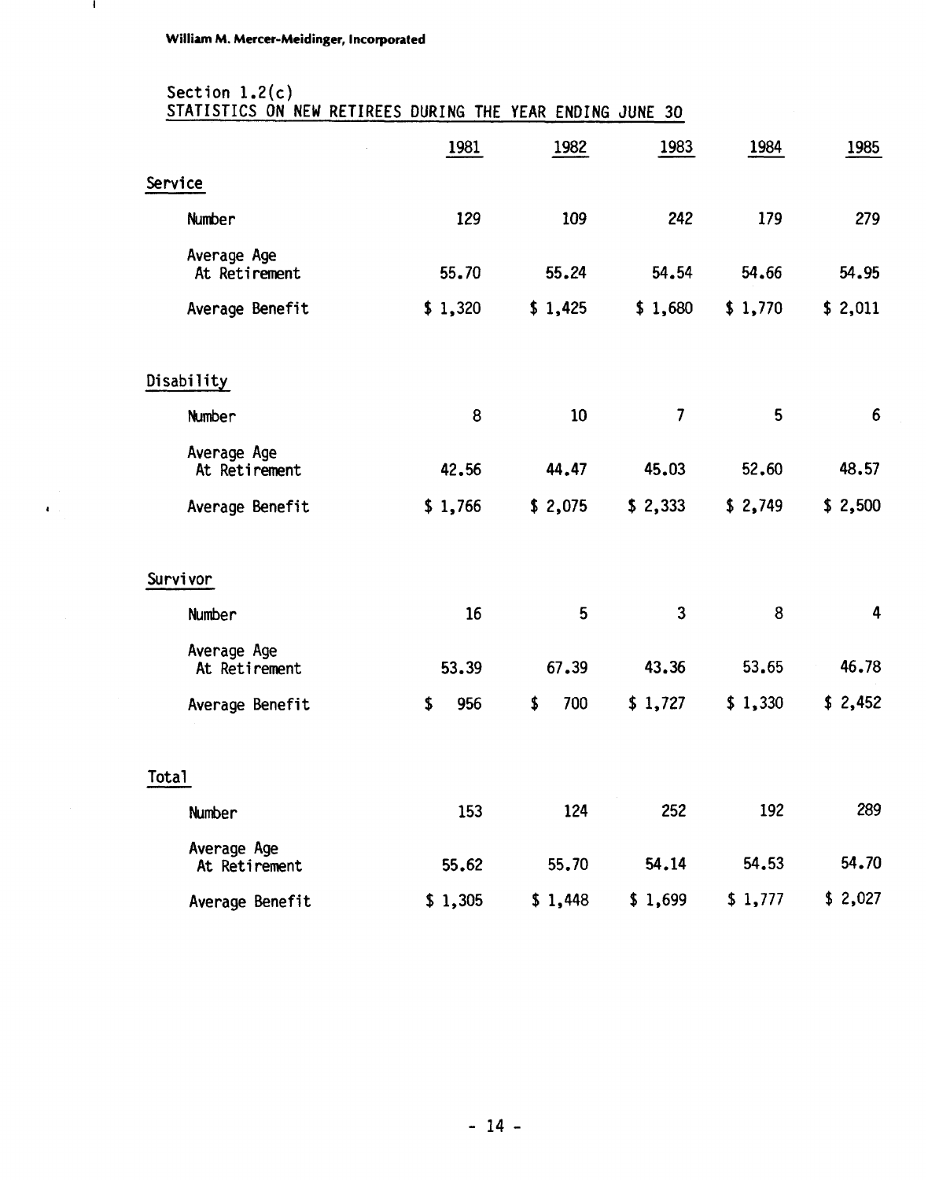William M. Mercer-Meidinger, Incorporated

Section 1.2(c)
STATISTICS ON NEW RETIREES DURING THE YEAR ENDING JUNE 30

| | 1981 | 1982 | 1983 | 1984 | 1985 |
|---|---|---|---|---|---|
| **Service** | | | | | |
| Number | 129 | 109 | 242 | 179 | 279 |
| Average Age At Retirement | 55.70 | 55.24 | 54.54 | 54.66 | 54.95 |
| Average Benefit | $ 1,320 | $ 1,425 | $ 1,680 | $ 1,770 | $ 2,011 |
| **Disability** | | | | | |
| Number | 8 | 10 | 7 | 5 | 6 |
| Average Age At Retirement | 42.56 | 44.47 | 45.03 | 52.60 | 48.57 |
| Average Benefit | $ 1,766 | $ 2,075 | $ 2,333 | $ 2,749 | $ 2,500 |
| **Survivor** | | | | | |
| Number | 16 | 5 | 3 | 8 | 4 |
| Average Age At Retirement | 53.39 | 67.39 | 43.36 | 53.65 | 46.78 |
| Average Benefit | $ 956 | $ 700 | $ 1,727 | $ 1,330 | $ 2,452 |
| **Total** | | | | | |
| Number | 153 | 124 | 252 | 192 | 289 |
| Average Age At Retirement | 55.62 | 55.70 | 54.14 | 54.53 | 54.70 |
| Average Benefit | $ 1,305 | $ 1,448 | $ 1,699 | $ 1,777 | $ 2,027 |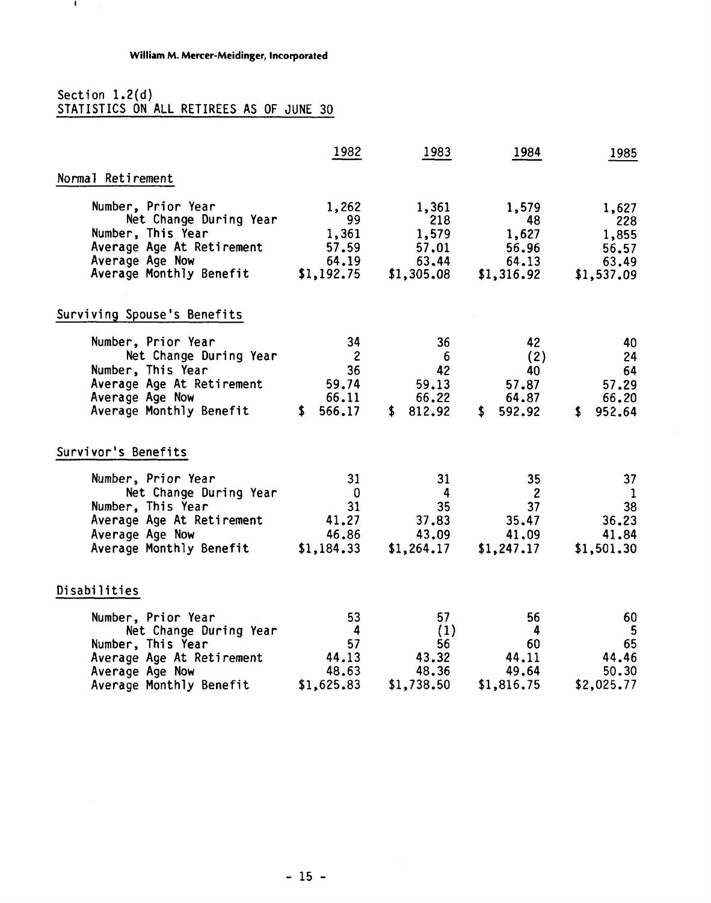**William M. Mercer-Meidinger, Incorporated**

Section 1.2(d)
STATISTICS ON ALL RETIREES AS OF JUNE 30

| | 1982 | 1983 | 1984 | 1985 |
|---|---|---|---|---|
| **Normal Retirement** | | | | |
| Number, Prior Year | 1,262 | 1,361 | 1,579 | 1,627 |
| Net Change During Year | 99 | 218 | 48 | 228 |
| Number, This Year | 1,361 | 1,579 | 1,627 | 1,855 |
| Average Age At Retirement | 57.59 | 57.01 | 56.96 | 56.57 |
| Average Age Now | 64.19 | 63.44 | 64.13 | 63.49 |
| Average Monthly Benefit | $1,192.75 | $1,305.08 | $1,316.92 | $1,537.09 |
| **Surviving Spouse's Benefits** | | | | |
| Number, Prior Year | 34 | 36 | 42 | 40 |
| Net Change During Year | 2 | 6 | (2) | 24 |
| Number, This Year | 36 | 42 | 40 | 64 |
| Average Age At Retirement | 59.74 | 59.13 | 57.87 | 57.29 |
| Average Age Now | 66.11 | 66.22 | 64.87 | 66.20 |
| Average Monthly Benefit | $ 566.17 | $ 812.92 | $ 592.92 | $ 952.64 |
| **Survivor's Benefits** | | | | |
| Number, Prior Year | 31 | 31 | 35 | 37 |
| Net Change During Year | 0 | 4 | 2 | 1 |
| Number, This Year | 31 | 35 | 37 | 38 |
| Average Age At Retirement | 41.27 | 37.83 | 35.47 | 36.23 |
| Average Age Now | 46.86 | 43.09 | 41.09 | 41.84 |
| Average Monthly Benefit | $1,184.33 | $1,264.17 | $1,247.17 | $1,501.30 |
| **Disabilities** | | | | |
| Number, Prior Year | 53 | 57 | 56 | 60 |
| Net Change During Year | 4 | (1) | 4 | 5 |
| Number, This Year | 57 | 56 | 60 | 65 |
| Average Age At Retirement | 44.13 | 43.32 | 44.11 | 44.46 |
| Average Age Now | 48.63 | 48.36 | 49.64 | 50.30 |
| Average Monthly Benefit | $1,625.83 | $1,738.50 | $1,816.75 | $2,025.77 |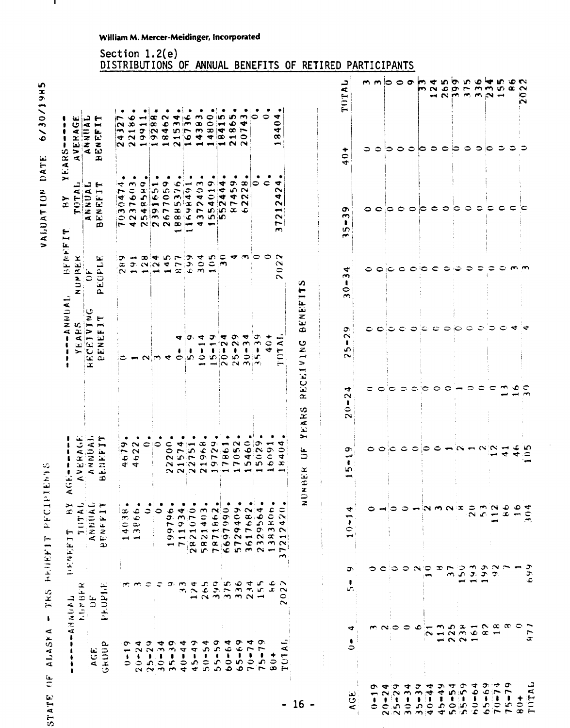William M. Mercer-Meidinger, Incorporated

Section 1.2(e)

## DISTRIBUTIONS OF ANNUAL BENEFITS OF RETIRED PARTICIPANTS

STATE OF ALASKA - TRS BENEFIT RECIPIENTS

VALUATION DATE 6/30/1985

| AGE GROUP | NUMBER OF PEOPLE | TOTAL ANNUAL BENEFIT | AVERAGE ANNUAL BENEFIT |
|---|---|---|---|
| ------ANNUAL BENEFIT BY AGE------ | | | |
| 0-19 | 3 | 14038. | 4679. |
| 20-24 | 3 | 13866. | 4622. |
| 25-29 | 0 | 0. | 0. |
| 30-34 | 0 | 0. | 0. |
| 35-39 | 9 | 199796. | 22200. |
| 40-44 | 33 | 711934. | 21574. |
| 45-49 | 124 | 2821070. | 22751. |
| 50-54 | 265 | 5821403. | 21968. |
| 55-59 | 399 | 7871862. | 19729. |
| 60-64 | 375 | 6697090. | 17861. |
| 65-69 | 336 | 5729409. | 17052. |
| 70-74 | 234 | 3617682. | 15460. |
| 75-79 | 155 | 2329564. | 15029. |
| 80+ | 86 | 1383806. | 16091. |
| TOTAL | 2022 | 37212420. | 18404. |

| YEARS RECEIVING BENEFIT | NUMBER OF PEOPLE | TOTAL ANNUAL BENEFIT | AVERAGE ANNUAL BENEFIT |
|---|---|---|---|
| -----ANNUAL BENEFIT BY YEARS----- | | | |
| 0 | 289 | 7030474. | 24327. |
| 1 | 191 | 4237603. | 22186. |
| 2 | 128 | 2548589. | 19911. |
| 3 | 124 | 2391651. | 19288. |
| 4 | 145 | 2677059. | 18462. |
| 0- 4 | 877 | 18885376. | 21534. |
| 5- 9 | 699 | 11698491. | 16736. |
| 10-14 | 304 | 4372403. | 14383. |
| 15-19 | 105 | 1554019. | 14800. |
| 20-24 | 30 | 552444. | 18415. |
| 25-29 | 4 | 87459. | 21865. |
| 30-34 | 3 | 62228. | 20743. |
| 35-39 | 0 | 0. | 0. |
| 40+ | 0 | 0. | 0. |
| TOTAL | 2022 | 37212424. | 18404. |

NUMBER OF YEARS RECEIVING BENEFITS

| AGE | 0- 4 | 5- 9 | 10-14 | 15-19 | 20-24 | 25-29 | 30-34 | 35-39 | 40+ | TOTAL |
|---|---|---|---|---|---|---|---|---|---|---|
| 0-19 | 3 | 0 | 0 | 0 | 0 | 0 | 0 | 0 | 0 | 3 |
| 20-24 | 2 | 0 | 1 | 0 | 0 | 0 | 0 | 0 | 0 | 3 |
| 25-29 | 0 | 0 | 0 | 0 | 0 | 0 | 0 | 0 | 0 | 0 |
| 30-34 | 0 | 0 | 0 | 0 | 0 | 0 | 0 | 0 | 0 | 0 |
| 35-39 | 6 | 2 | 1 | 0 | 0 | 0 | 0 | 0 | 0 | 9 |
| 40-44 | 21 | 10 | 2 | 0 | 0 | 0 | 0 | 0 | 0 | 33 |
| 45-49 | 113 | 8 | 3 | 0 | 0 | 0 | 0 | 0 | 0 | 124 |
| 50-54 | 225 | 37 | 2 | 1 | 0 | 0 | 0 | 0 | 0 | 265 |
| 55-59 | 238 | 150 | 8 | 2 | 1 | 0 | 0 | 0 | 0 | 399 |
| 60-64 | 161 | 193 | 20 | 1 | 0 | 0 | 0 | 0 | 0 | 375 |
| 65-69 | 82 | 199 | 53 | 2 | 0 | 0 | 0 | 0 | 0 | 336 |
| 70-74 | 18 | 92 | 112 | 12 | 0 | 0 | 0 | 0 | 0 | 234 |
| 75-79 | 8 | 7 | 86 | 41 | 13 | 0 | 0 | 0 | 0 | 155 |
| 80+ | 0 | 1 | 16 | 46 | 16 | 4 | 3 | 0 | 0 | 86 |
| TOTAL | 877 | 699 | 304 | 105 | 30 | 4 | 3 | 0 | 0 | 2022 |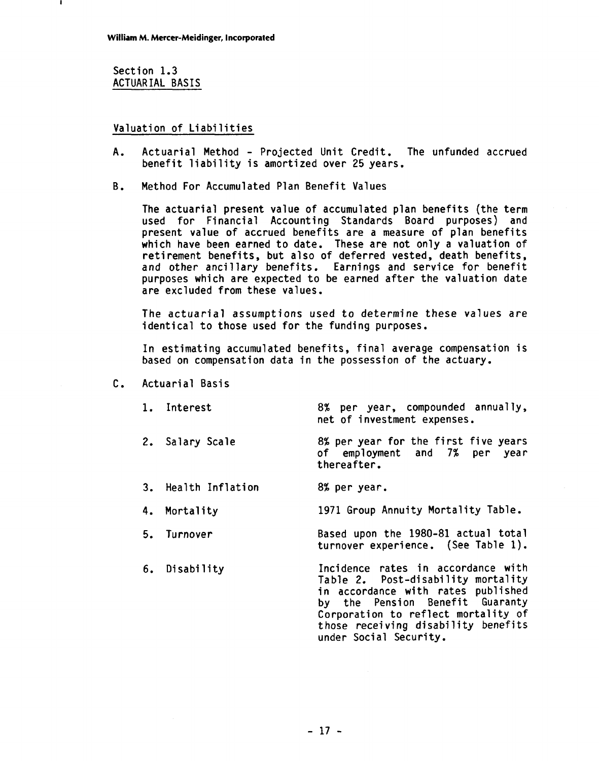## Section 1.3
## ACTUARIAL BASIS

### Valuation of Liabilities

A. Actuarial Method - Projected Unit Credit. The unfunded accrued benefit liability is amortized over 25 years.

B. Method For Accumulated Plan Benefit Values

   The actuarial present value of accumulated plan benefits (the term used for Financial Accounting Standards Board purposes) and present value of accrued benefits are a measure of plan benefits which have been earned to date. These are not only a valuation of retirement benefits, but also of deferred vested, death benefits, and other ancillary benefits. Earnings and service for benefit purposes which are expected to be earned after the valuation date are excluded from these values.

   The actuarial assumptions used to determine these values are identical to those used for the funding purposes.

   In estimating accumulated benefits, final average compensation is based on compensation data in the possession of the actuary.

C. Actuarial Basis

| | |
|---|---|
| 1. Interest | 8% per year, compounded annually, net of investment expenses. |
| 2. Salary Scale | 8% per year for the first five years of employment and 7% per year thereafter. |
| 3. Health Inflation | 8% per year. |
| 4. Mortality | 1971 Group Annuity Mortality Table. |
| 5. Turnover | Based upon the 1980-81 actual total turnover experience. (See Table 1). |
| 6. Disability | Incidence rates in accordance with Table 2. Post-disability mortality in accordance with rates published by the Pension Benefit Guaranty Corporation to reflect mortality of those receiving disability benefits under Social Security. |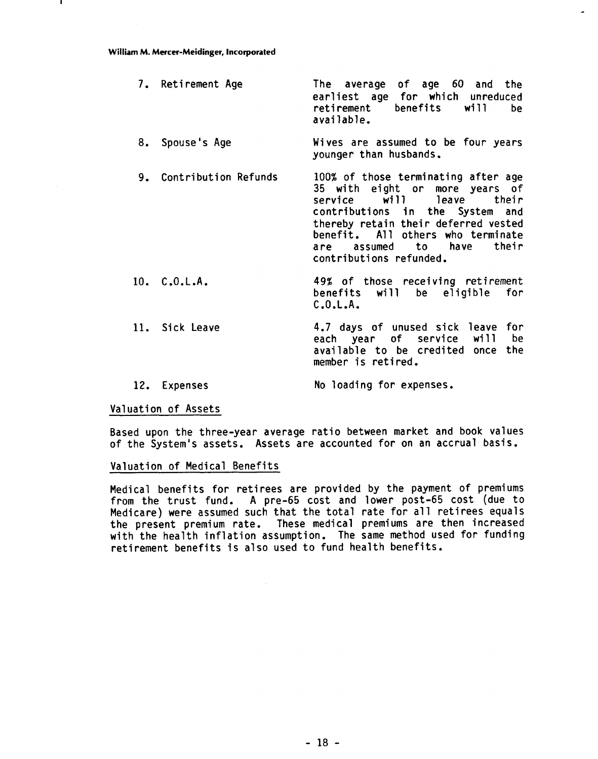7. Retirement Age — The average of age 60 and the earliest age for which unreduced retirement benefits will be available.

8. Spouse's Age — Wives are assumed to be four years younger than husbands.

9. Contribution Refunds — 100% of those terminating after age 35 with eight or more years of service will leave their contributions in the System and thereby retain their deferred vested benefit. All others who terminate are assumed to have their contributions refunded.

10. C.O.L.A. — 49% of those receiving retirement benefits will be eligible for C.O.L.A.

11. Sick Leave — 4.7 days of unused sick leave for each year of service will be available to be credited once the member is retired.

12. Expenses — No loading for expenses.

## Valuation of Assets

Based upon the three-year average ratio between market and book values of the System's assets. Assets are accounted for on an accrual basis.

## Valuation of Medical Benefits

Medical benefits for retirees are provided by the payment of premiums from the trust fund. A pre-65 cost and lower post-65 cost (due to Medicare) were assumed such that the total rate for all retirees equals the present premium rate. These medical premiums are then increased with the health inflation assumption. The same method used for funding retirement benefits is also used to fund health benefits.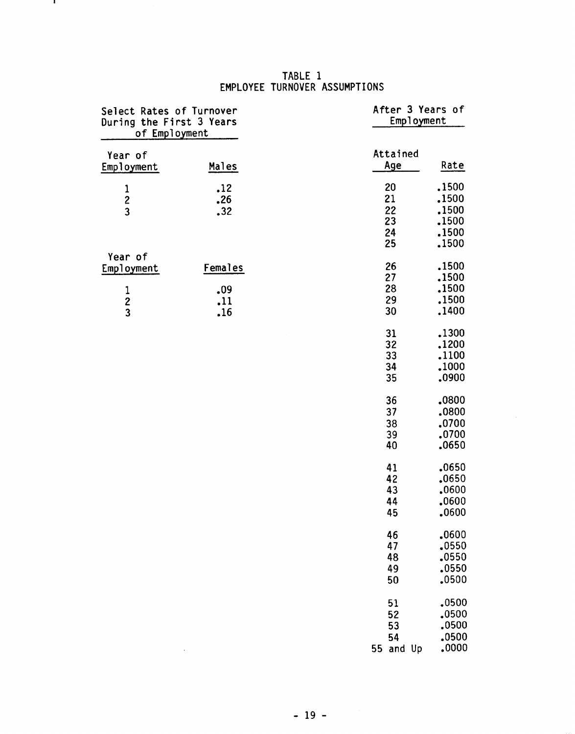# TABLE 1
## EMPLOYEE TURNOVER ASSUMPTIONS

**Select Rates of Turnover During the First 3 Years of Employment**

| Year of Employment | Males |
|---|---|
| 1 | .12 |
| 2 | .26 |
| 3 | .32 |

| Year of Employment | Females |
|---|---|
| 1 | .09 |
| 2 | .11 |
| 3 | .16 |

**After 3 Years of Employment**

| Attained Age | Rate |
|---|---|
| 20 | .1500 |
| 21 | .1500 |
| 22 | .1500 |
| 23 | .1500 |
| 24 | .1500 |
| 25 | .1500 |
| 26 | .1500 |
| 27 | .1500 |
| 28 | .1500 |
| 29 | .1500 |
| 30 | .1400 |
| 31 | .1300 |
| 32 | .1200 |
| 33 | .1100 |
| 34 | .1000 |
| 35 | .0900 |
| 36 | .0800 |
| 37 | .0800 |
| 38 | .0700 |
| 39 | .0700 |
| 40 | .0650 |
| 41 | .0650 |
| 42 | .0650 |
| 43 | .0600 |
| 44 | .0600 |
| 45 | .0600 |
| 46 | .0600 |
| 47 | .0550 |
| 48 | .0550 |
| 49 | .0550 |
| 50 | .0500 |
| 51 | .0500 |
| 52 | .0500 |
| 53 | .0500 |
| 54 | .0500 |
| 55 and Up | .0000 |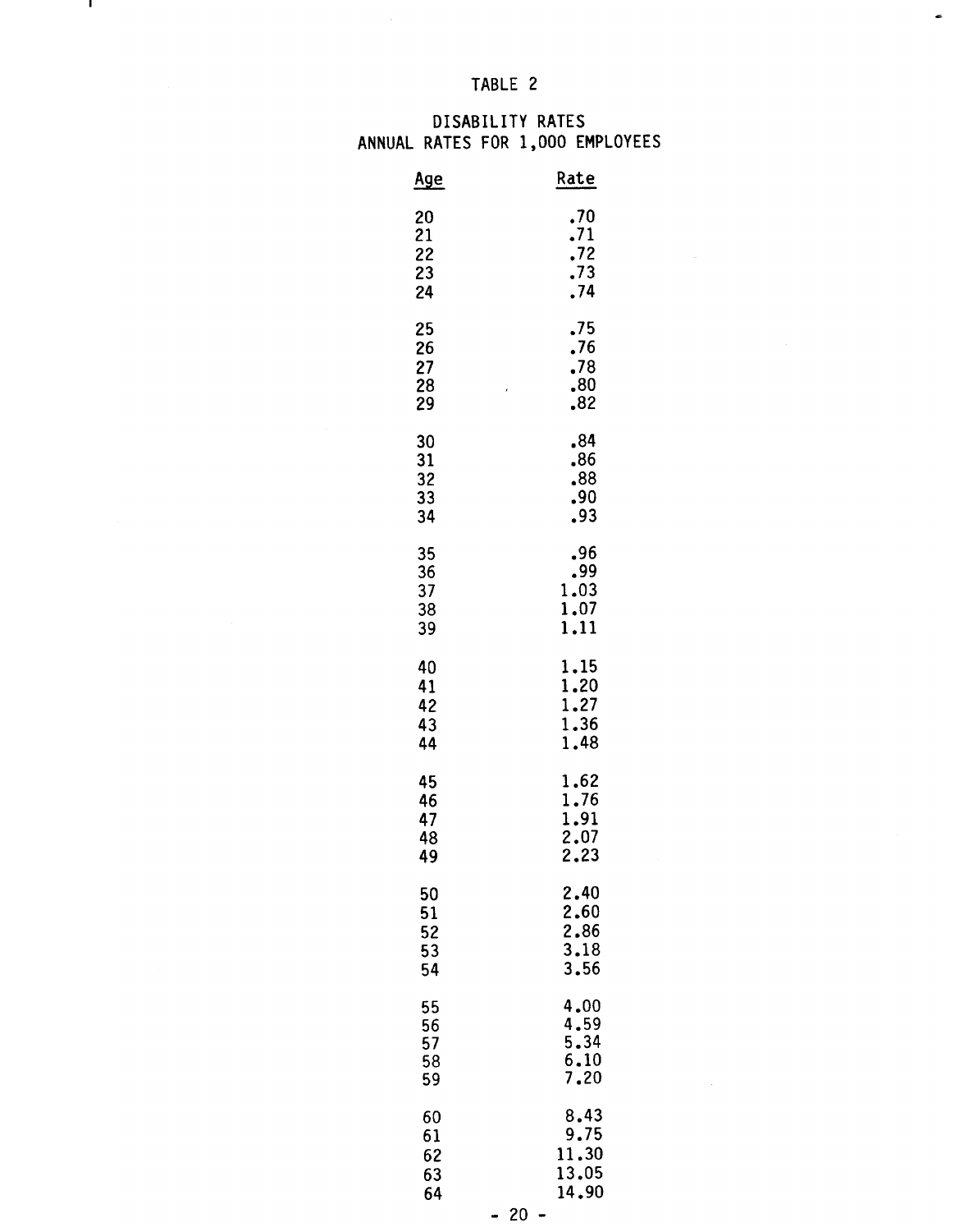TABLE 2

DISABILITY RATES
ANNUAL RATES FOR 1,000 EMPLOYEES

| Age | Rate |
|---|---|
| 20 | .70 |
| 21 | .71 |
| 22 | .72 |
| 23 | .73 |
| 24 | .74 |
| 25 | .75 |
| 26 | .76 |
| 27 | .78 |
| 28 | .80 |
| 29 | .82 |
| 30 | .84 |
| 31 | .86 |
| 32 | .88 |
| 33 | .90 |
| 34 | .93 |
| 35 | .96 |
| 36 | .99 |
| 37 | 1.03 |
| 38 | 1.07 |
| 39 | 1.11 |
| 40 | 1.15 |
| 41 | 1.20 |
| 42 | 1.27 |
| 43 | 1.36 |
| 44 | 1.48 |
| 45 | 1.62 |
| 46 | 1.76 |
| 47 | 1.91 |
| 48 | 2.07 |
| 49 | 2.23 |
| 50 | 2.40 |
| 51 | 2.60 |
| 52 | 2.86 |
| 53 | 3.18 |
| 54 | 3.56 |
| 55 | 4.00 |
| 56 | 4.59 |
| 57 | 5.34 |
| 58 | 6.10 |
| 59 | 7.20 |
| 60 | 8.43 |
| 61 | 9.75 |
| 62 | 11.30 |
| 63 | 13.05 |
| 64 | 14.90 |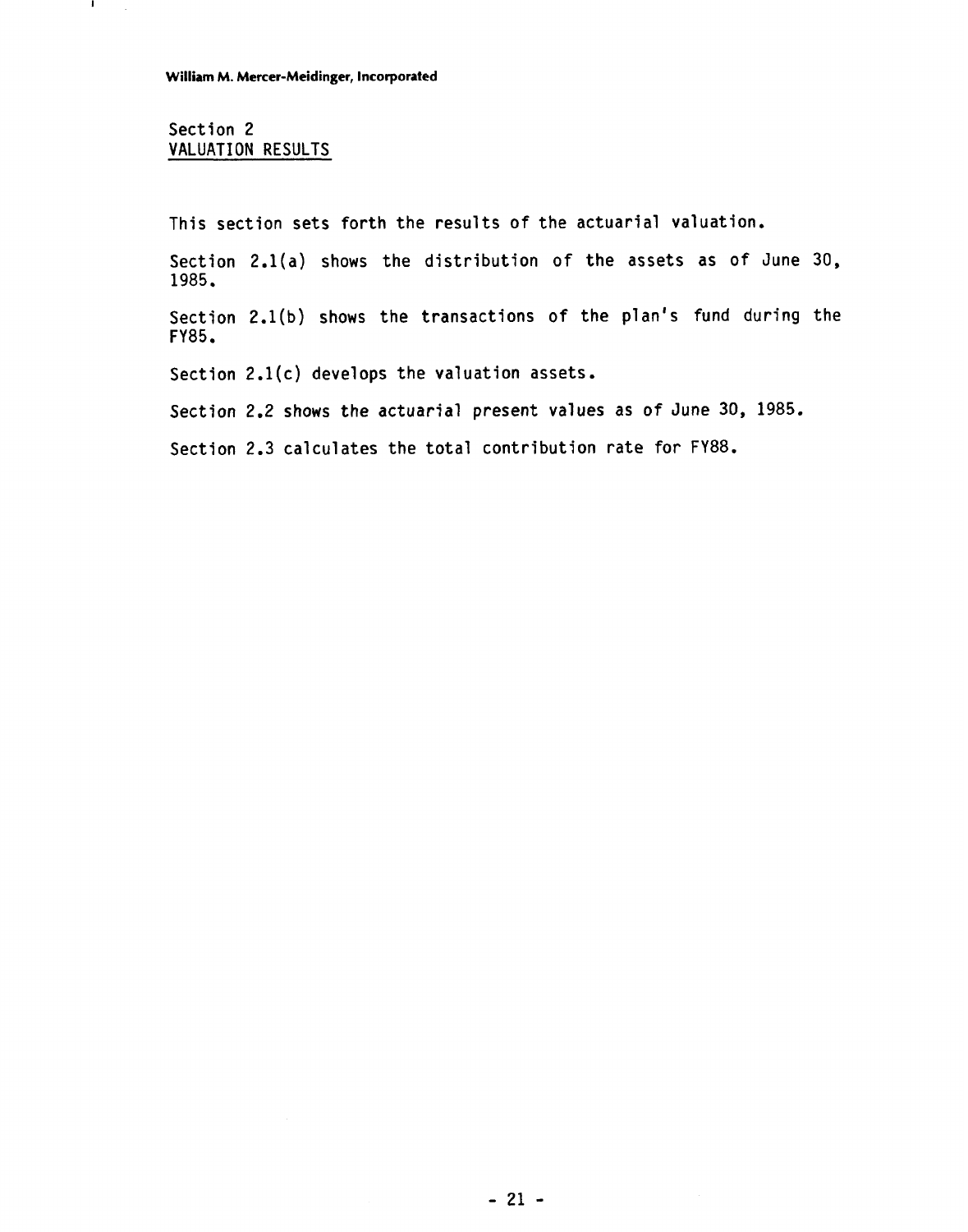## Section 2
## VALUATION RESULTS

This section sets forth the results of the actuarial valuation.

Section 2.1(a) shows the distribution of the assets as of June 30, 1985.

Section 2.1(b) shows the transactions of the plan's fund during the FY85.

Section 2.1(c) develops the valuation assets.

Section 2.2 shows the actuarial present values as of June 30, 1985.

Section 2.3 calculates the total contribution rate for FY88.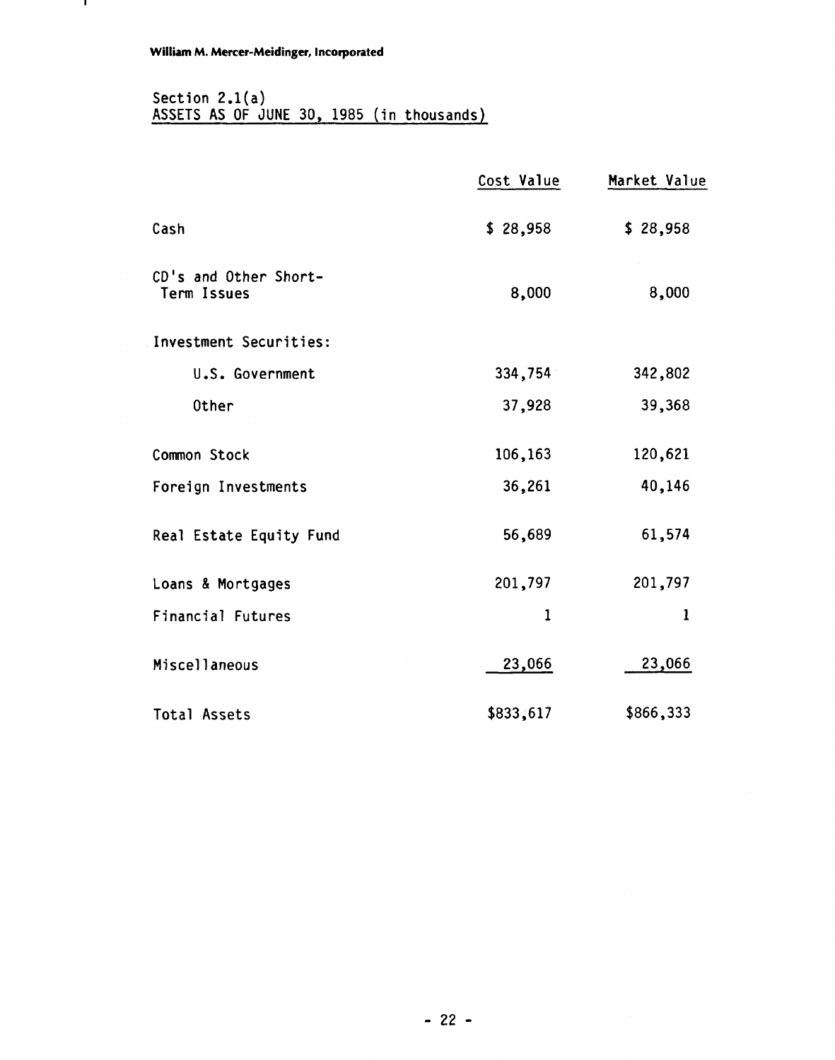William M. Mercer-Meidinger, Incorporated

Section 2.1(a)
ASSETS AS OF JUNE 30, 1985 (in thousands)

| | Cost Value | Market Value |
|---|---|---|
| Cash | $ 28,958 | $ 28,958 |
| CD's and Other Short-Term Issues | 8,000 | 8,000 |
| Investment Securities: | | |
| U.S. Government | 334,754 | 342,802 |
| Other | 37,928 | 39,368 |
| Common Stock | 106,163 | 120,621 |
| Foreign Investments | 36,261 | 40,146 |
| Real Estate Equity Fund | 56,689 | 61,574 |
| Loans & Mortgages | 201,797 | 201,797 |
| Financial Futures | 1 | 1 |
| Miscellaneous | 23,066 | 23,066 |
| Total Assets | $833,617 | $866,333 |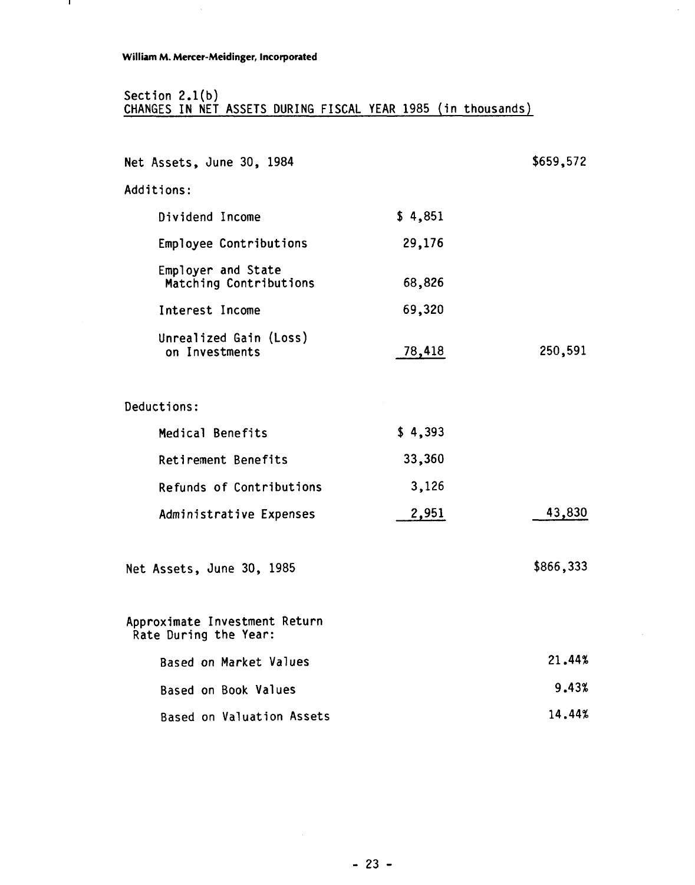William M. Mercer-Meidinger, Incorporated

## Section 2.1(b)
## CHANGES IN NET ASSETS DURING FISCAL YEAR 1985 (in thousands)

| | | |
|---|---|---|
| Net Assets, June 30, 1984 | | $659,572 |
| Additions: | | |
| Dividend Income | $ 4,851 | |
| Employee Contributions | 29,176 | |
| Employer and State Matching Contributions | 68,826 | |
| Interest Income | 69,320 | |
| Unrealized Gain (Loss) on Investments | 78,418 | 250,591 |
| Deductions: | | |
| Medical Benefits | $ 4,393 | |
| Retirement Benefits | 33,360 | |
| Refunds of Contributions | 3,126 | |
| Administrative Expenses | 2,951 | 43,830 |
| Net Assets, June 30, 1985 | | $866,333 |
| Approximate Investment Return Rate During the Year: | | |
| Based on Market Values | | 21.44% |
| Based on Book Values | | 9.43% |
| Based on Valuation Assets | | 14.44% |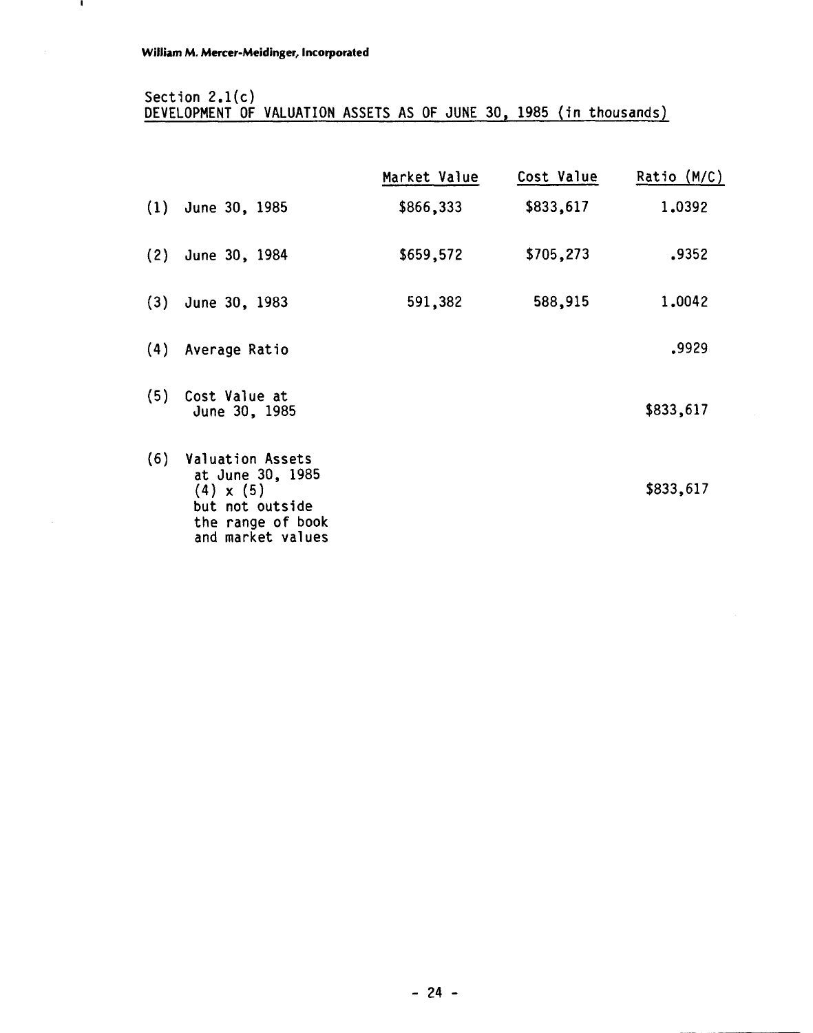William M. Mercer-Meidinger, Incorporated

## Section 2.1(c)
## DEVELOPMENT OF VALUATION ASSETS AS OF JUNE 30, 1985 (in thousands)

| | | Market Value | Cost Value | Ratio (M/C) |
|---|---|---|---|---|
| (1) | June 30, 1985 | $866,333 | $833,617 | 1.0392 |
| (2) | June 30, 1984 | $659,572 | $705,273 | .9352 |
| (3) | June 30, 1983 | 591,382 | 588,915 | 1.0042 |
| (4) | Average Ratio | | | .9929 |
| (5) | Cost Value at June 30, 1985 | | | $833,617 |
| (6) | Valuation Assets at June 30, 1985 (4) x (5) but not outside the range of book and market values | | | $833,617 |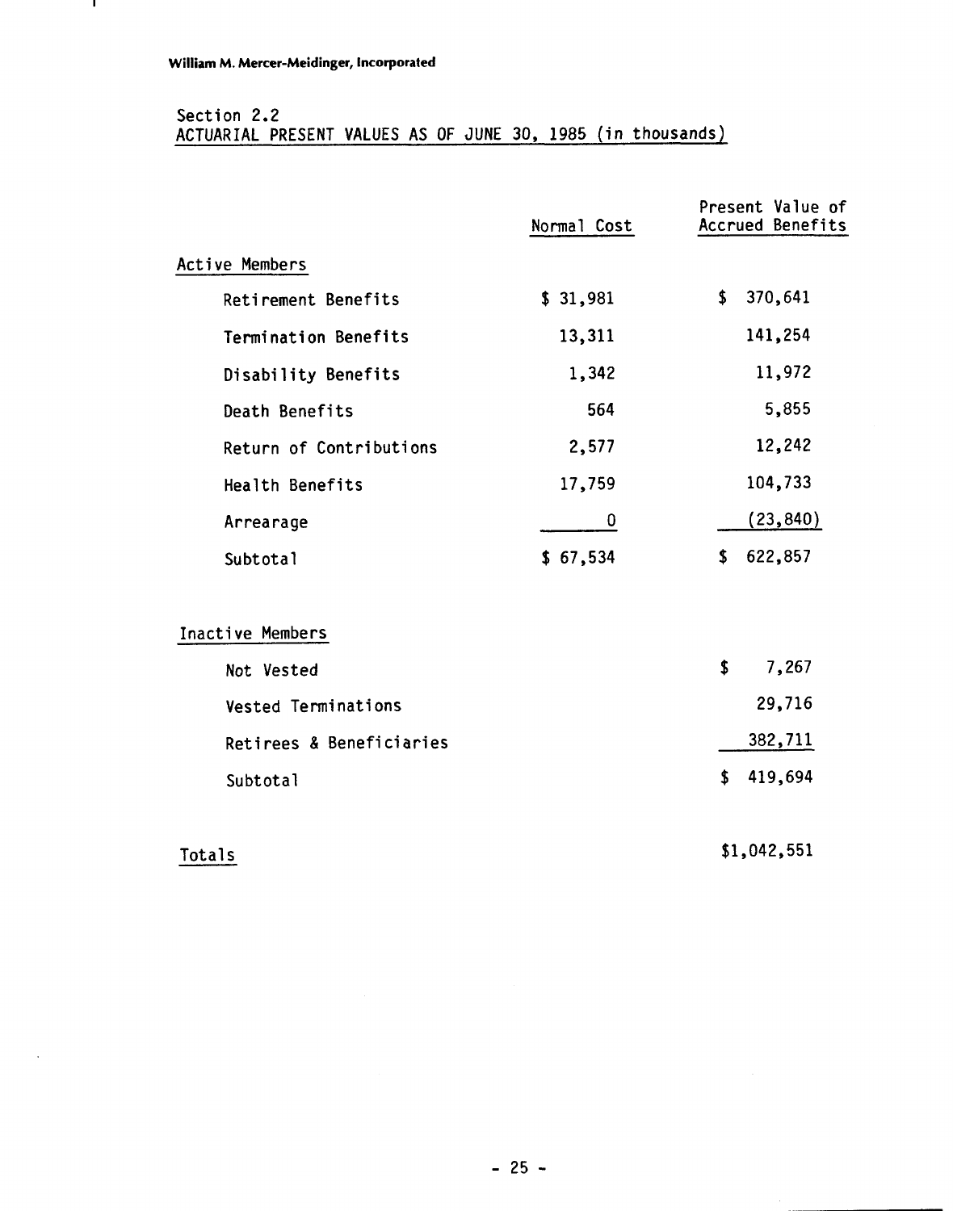William M. Mercer-Meidinger, Incorporated

## Section 2.2
## ACTUARIAL PRESENT VALUES AS OF JUNE 30, 1985 (in thousands)

| | Normal Cost | Present Value of Accrued Benefits |
|---|---|---|
| **Active Members** | | |
| Retirement Benefits | $ 31,981 | $ 370,641 |
| Termination Benefits | 13,311 | 141,254 |
| Disability Benefits | 1,342 | 11,972 |
| Death Benefits | 564 | 5,855 |
| Return of Contributions | 2,577 | 12,242 |
| Health Benefits | 17,759 | 104,733 |
| Arrearage | 0 | (23,840) |
| Subtotal | $ 67,534 | $ 622,857 |
| **Inactive Members** | | |
| Not Vested | | $ 7,267 |
| Vested Terminations | | 29,716 |
| Retirees & Beneficiaries | | 382,711 |
| Subtotal | | $ 419,694 |
| **Totals** | | $1,042,551 |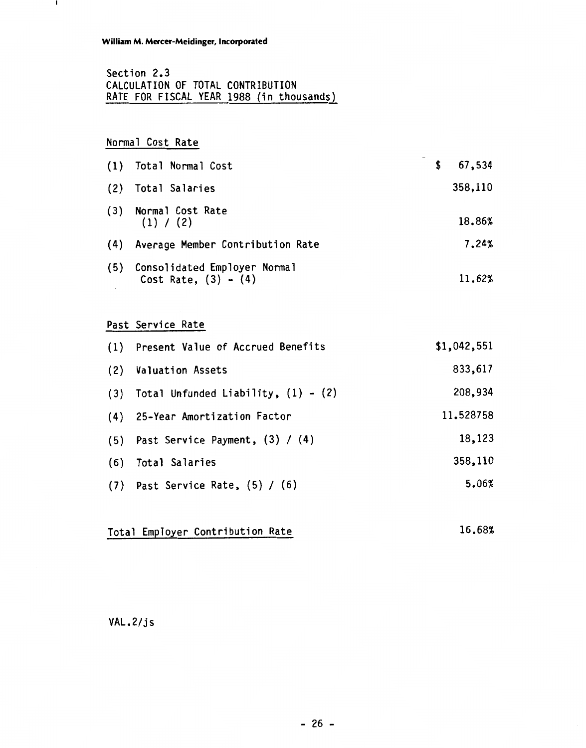William M. Mercer-Meidinger, Incorporated

## Section 2.3
## CALCULATION OF TOTAL CONTRIBUTION RATE FOR FISCAL YEAR 1988 (in thousands)

### Normal Cost Rate

| | | |
|---|---|---|
| (1) | Total Normal Cost | $ 67,534 |
| (2) | Total Salaries | 358,110 |
| (3) | Normal Cost Rate (1) / (2) | 18.86% |
| (4) | Average Member Contribution Rate | 7.24% |
| (5) | Consolidated Employer Normal Cost Rate, (3) - (4) | 11.62% |

### Past Service Rate

| | | |
|---|---|---|
| (1) | Present Value of Accrued Benefits | $1,042,551 |
| (2) | Valuation Assets | 833,617 |
| (3) | Total Unfunded Liability, (1) - (2) | 208,934 |
| (4) | 25-Year Amortization Factor | 11.528758 |
| (5) | Past Service Payment, (3) / (4) | 18,123 |
| (6) | Total Salaries | 358,110 |
| (7) | Past Service Rate, (5) / (6) | 5.06% |

Total Employer Contribution Rate 16.68%

VAL.2/js